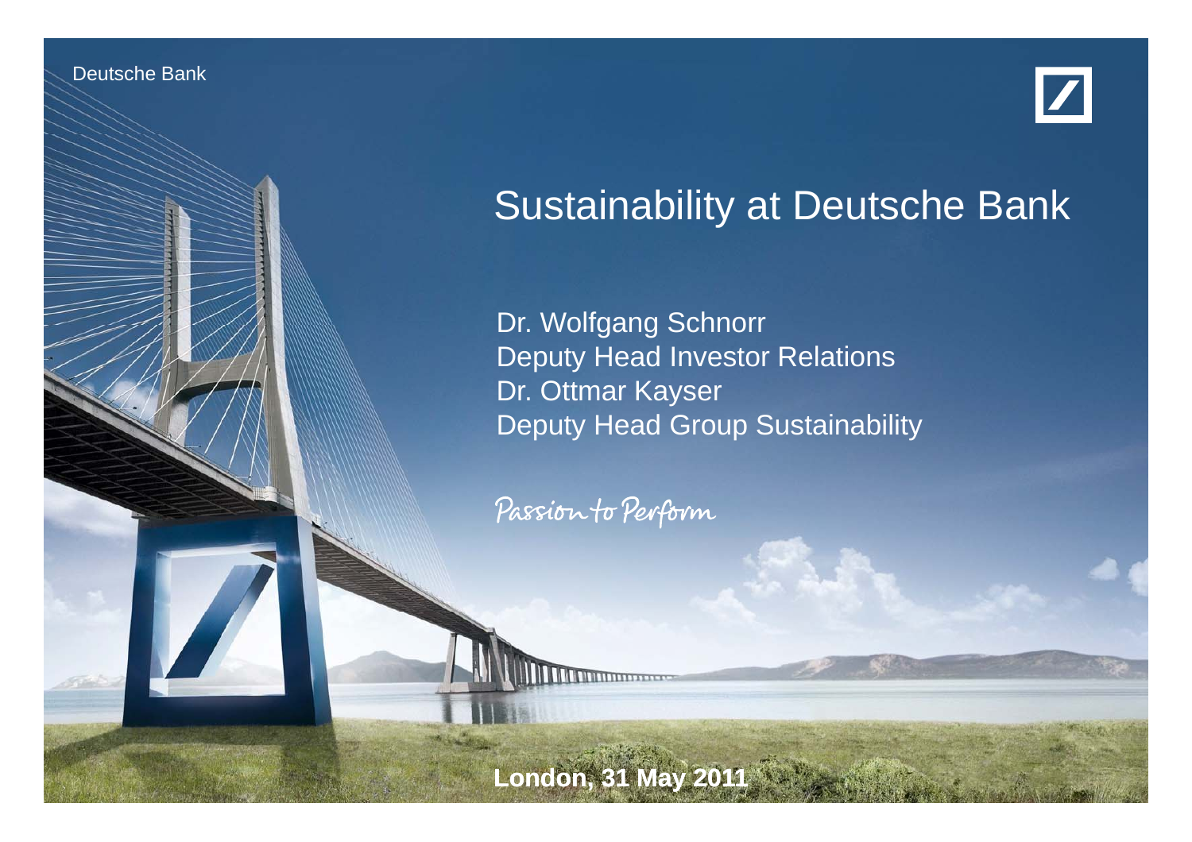Deutsche Bank

# Sustainability at Deutsche Bank

Dr. Wolfgang Schnorr
Deputy Head Investor Relations
Dr. Ottmar Kayser
Deputy Head Group Sustainability

Passion to Perform

**London, 31 May 2011**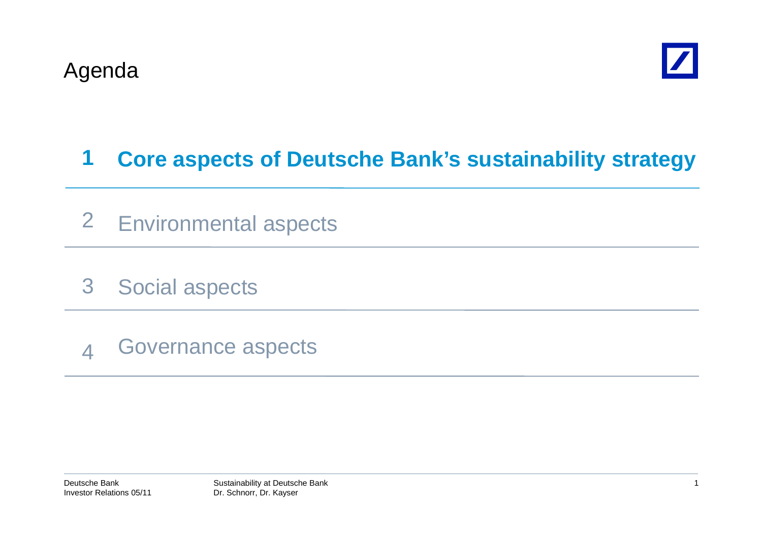# Agenda

1. **Core aspects of Deutsche Bank's sustainability strategy**
2. Environmental aspects
3. Social aspects
4. Governance aspects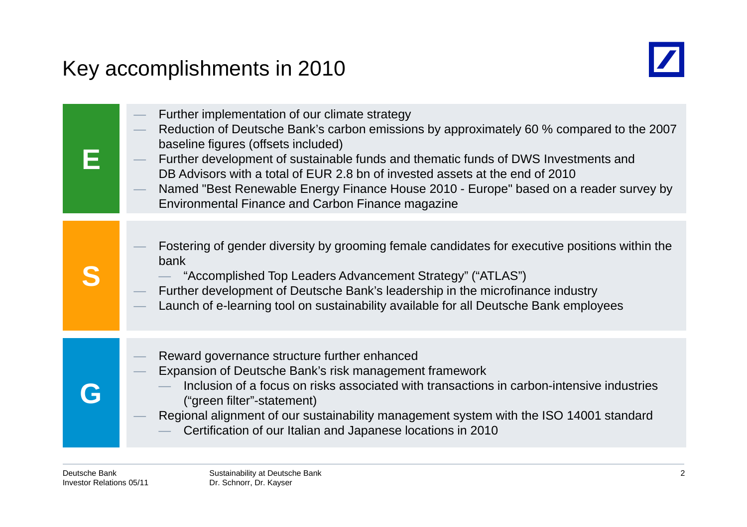# Key accomplishments in 2010

## E

- Further implementation of our climate strategy
- Reduction of Deutsche Bank's carbon emissions by approximately 60 % compared to the 2007 baseline figures (offsets included)
- Further development of sustainable funds and thematic funds of DWS Investments and DB Advisors with a total of EUR 2.8 bn of invested assets at the end of 2010
- Named "Best Renewable Energy Finance House 2010 - Europe" based on a reader survey by Environmental Finance and Carbon Finance magazine

## S

- Fostering of gender diversity by grooming female candidates for executive positions within the bank
  - "Accomplished Top Leaders Advancement Strategy" ("ATLAS")
- Further development of Deutsche Bank's leadership in the microfinance industry
- Launch of e-learning tool on sustainability available for all Deutsche Bank employees

## G

- Reward governance structure further enhanced
- Expansion of Deutsche Bank's risk management framework
  - Inclusion of a focus on risks associated with transactions in carbon-intensive industries ("green filter"-statement)
- Regional alignment of our sustainability management system with the ISO 14001 standard
  - Certification of our Italian and Japanese locations in 2010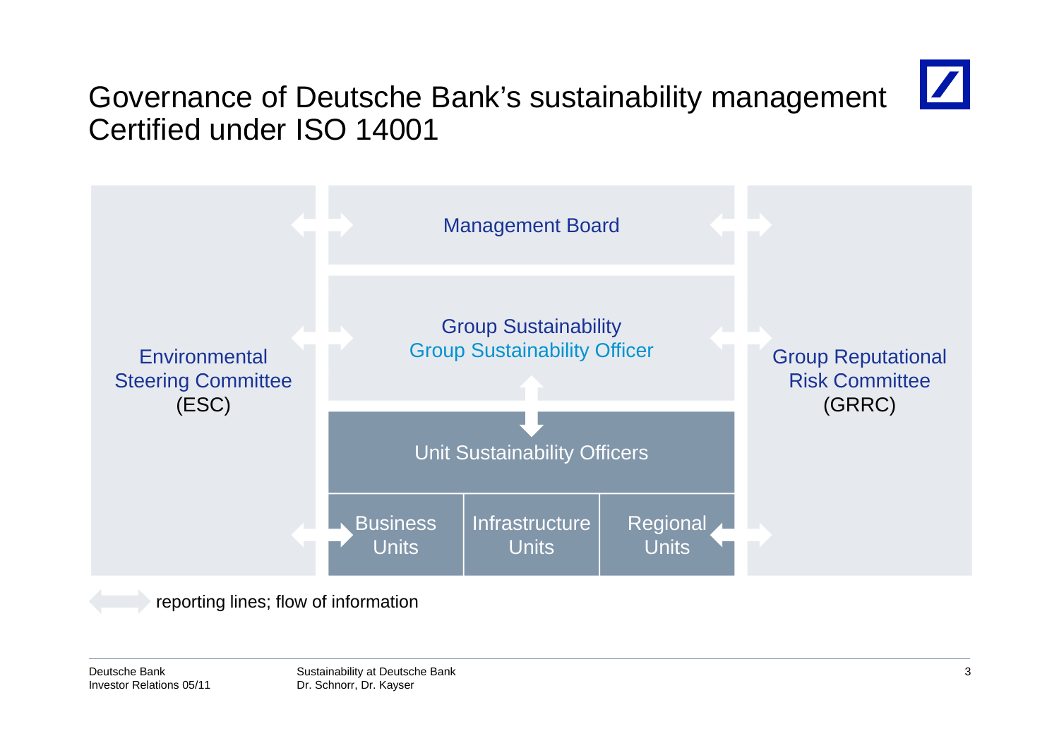# Governance of Deutsche Bank's sustainability management
## Certified under ISO 14001

Environmental Steering Committee (ESC)

Management Board

Group Sustainability
Group Sustainability Officer

Unit Sustainability Officers

Business Units | Infrastructure Units | Regional Units

Group Reputational Risk Committee (GRRC)

reporting lines; flow of information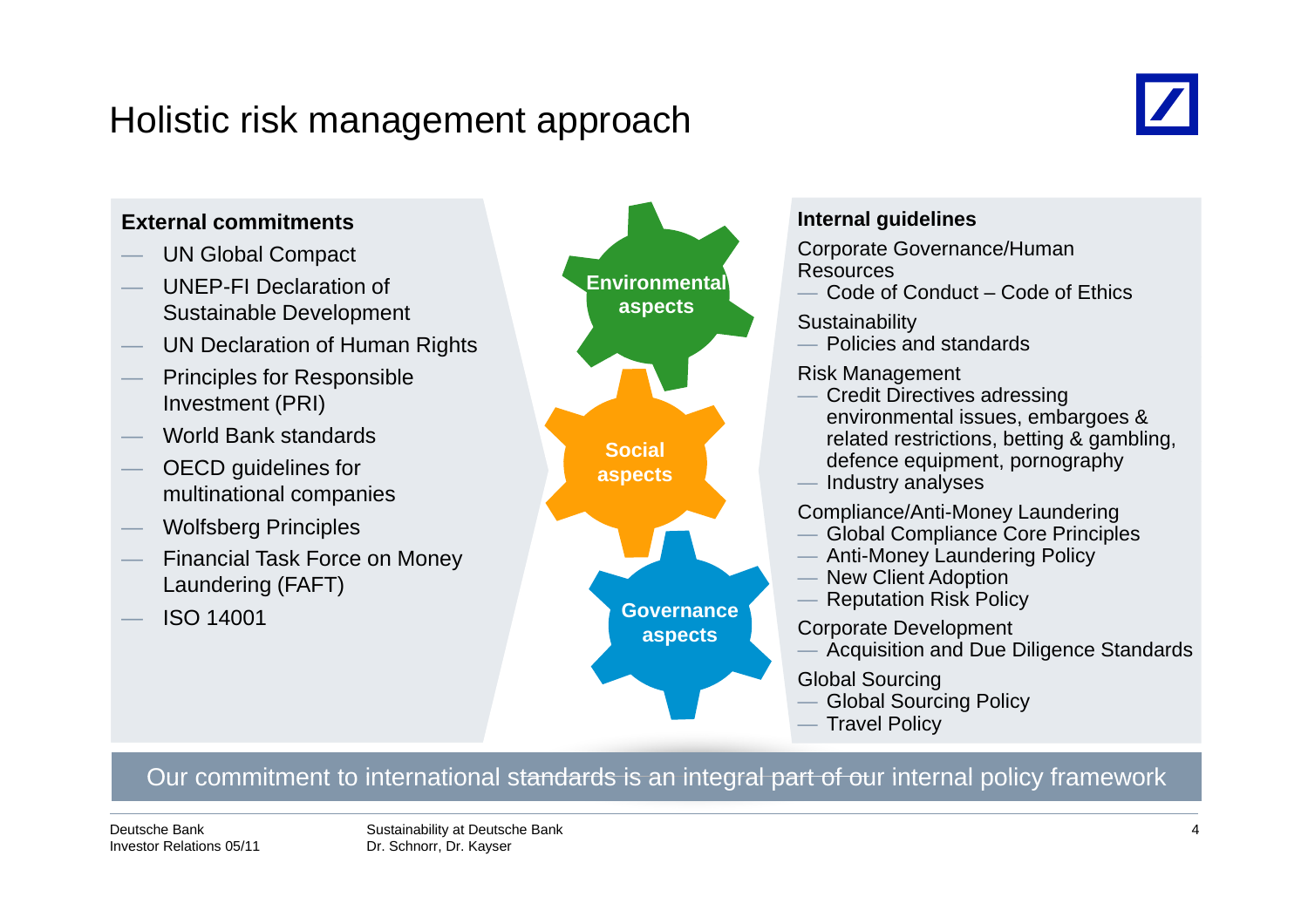# Holistic risk management approach

**External commitments**

- UN Global Compact
- UNEP-FI Declaration of Sustainable Development
- UN Declaration of Human Rights
- Principles for Responsible Investment (PRI)
- World Bank standards
- OECD guidelines for multinational companies
- Wolfsberg Principles
- Financial Task Force on Money Laundering (FAFT)
- ISO 14001

**Environmental aspects**

**Social aspects**

**Governance aspects**

**Internal guidelines**

Corporate Governance/Human Resources
- Code of Conduct – Code of Ethics

Sustainability
- Policies and standards

Risk Management
- Credit Directives adressing environmental issues, embargoes & related restrictions, betting & gambling, defence equipment, pornography
- Industry analyses

Compliance/Anti-Money Laundering
- Global Compliance Core Principles
- Anti-Money Laundering Policy
- New Client Adoption
- Reputation Risk Policy

Corporate Development
- Acquisition and Due Diligence Standards

Global Sourcing
- Global Sourcing Policy
- Travel Policy

Our commitment to international standards is an integral part of our internal policy framework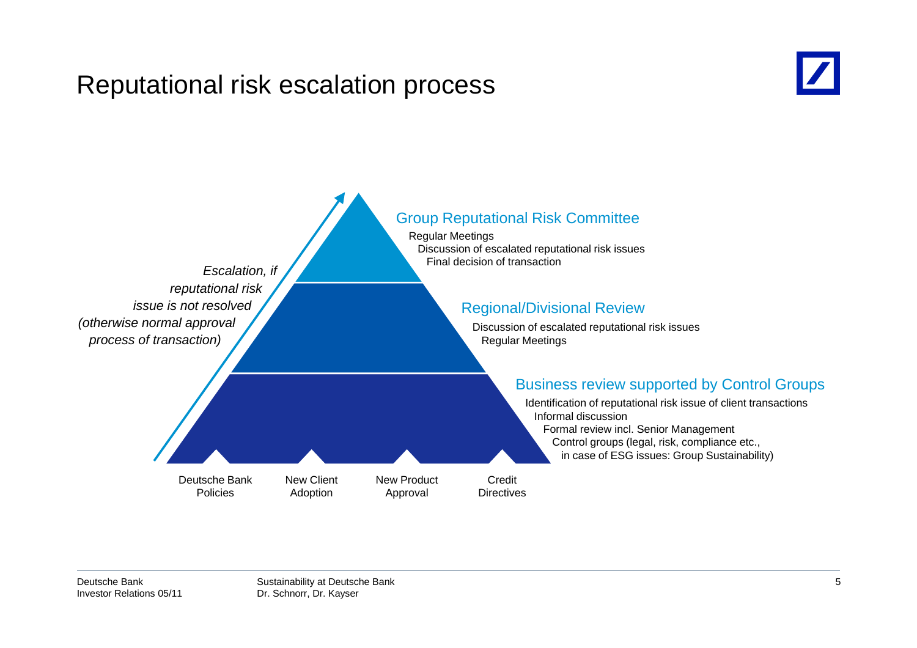# Reputational risk escalation process

*Escalation, if reputational risk issue is not resolved (otherwise normal approval process of transaction)*

### Group Reputational Risk Committee

- Regular Meetings
- Discussion of escalated reputational risk issues
- Final decision of transaction

### Regional/Divisional Review

- Discussion of escalated reputational risk issues
- Regular Meetings

### Business review supported by Control Groups

- Identification of reputational risk issue of client transactions
- Informal discussion
- Formal review incl. Senior Management
- Control groups (legal, risk, compliance etc., in case of ESG issues: Group Sustainability)

Deutsche Bank Policies | New Client Adoption | New Product Approval | Credit Directives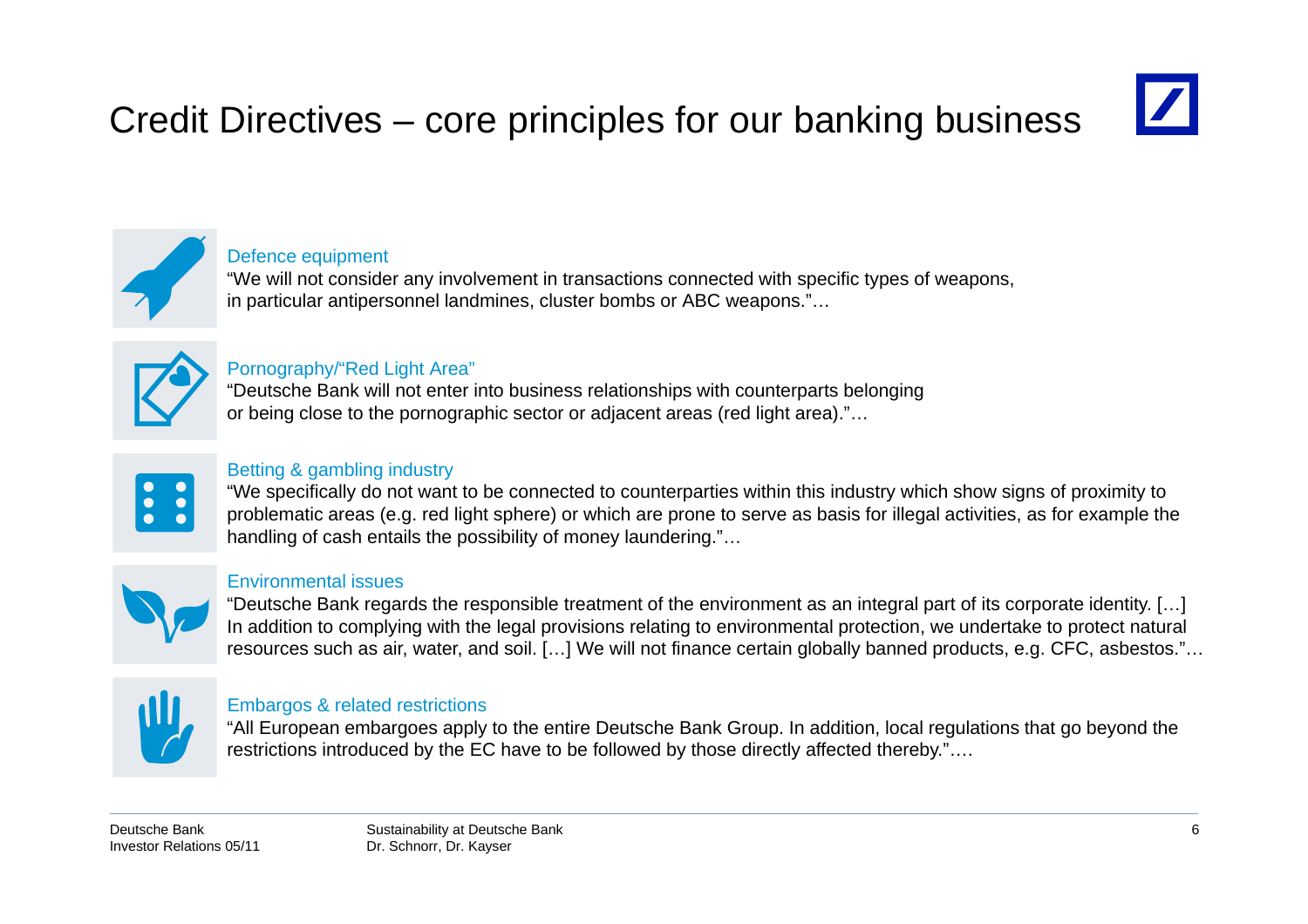# Credit Directives – core principles for our banking business

### Defence equipment

"We will not consider any involvement in transactions connected with specific types of weapons, in particular antipersonnel landmines, cluster bombs or ABC weapons."…

### Pornography/"Red Light Area"

"Deutsche Bank will not enter into business relationships with counterparts belonging or being close to the pornographic sector or adjacent areas (red light area)."…

### Betting & gambling industry

"We specifically do not want to be connected to counterparties within this industry which show signs of proximity to problematic areas (e.g. red light sphere) or which are prone to serve as basis for illegal activities, as for example the handling of cash entails the possibility of money laundering."…

### Environmental issues

"Deutsche Bank regards the responsible treatment of the environment as an integral part of its corporate identity. […] In addition to complying with the legal provisions relating to environmental protection, we undertake to protect natural resources such as air, water, and soil. […] We will not finance certain globally banned products, e.g. CFC, asbestos."…

### Embargos & related restrictions

"All European embargoes apply to the entire Deutsche Bank Group. In addition, local regulations that go beyond the restrictions introduced by the EC have to be followed by those directly affected thereby."….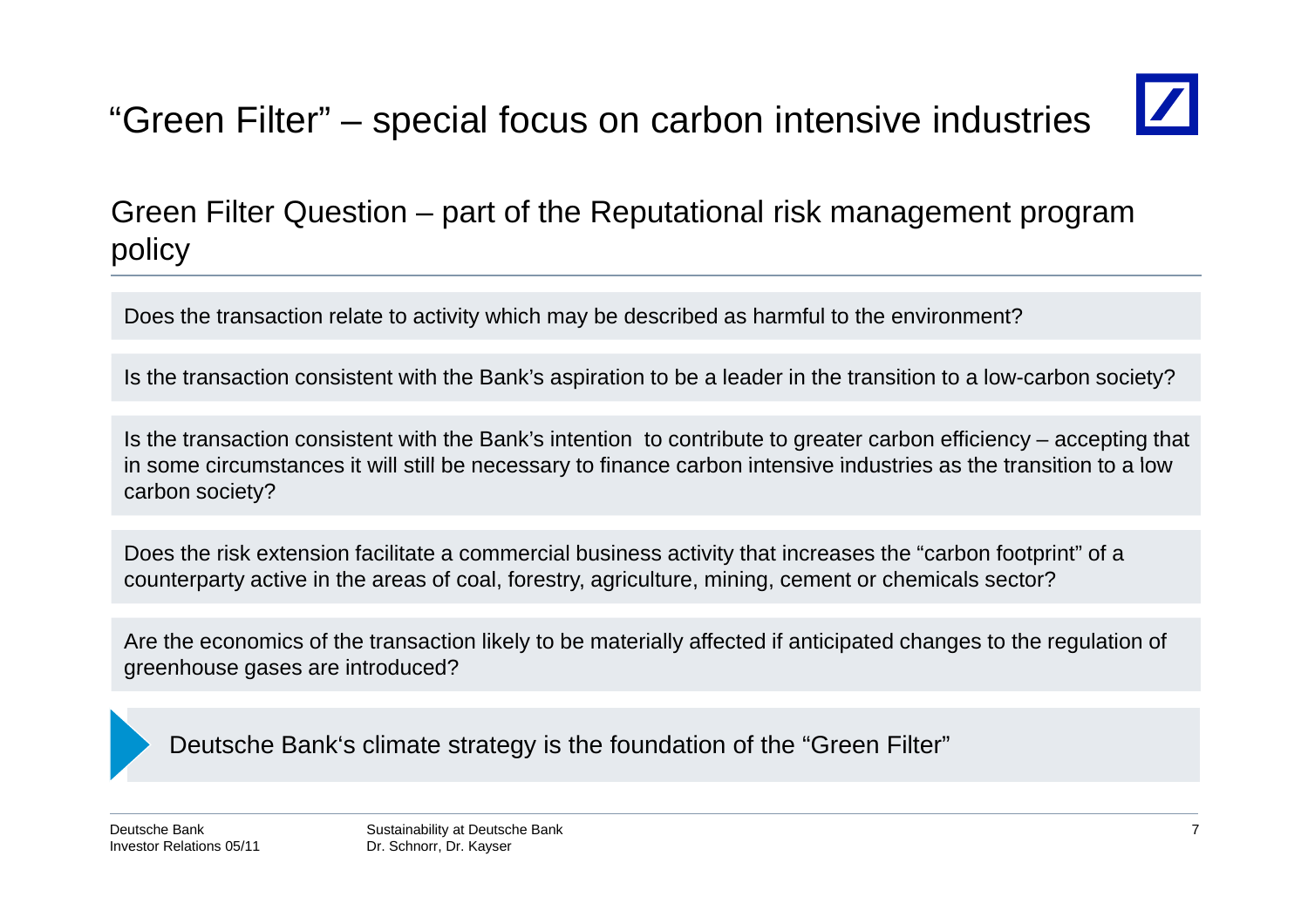# "Green Filter" – special focus on carbon intensive industries

## Green Filter Question – part of the Reputational risk management program policy

Does the transaction relate to activity which may be described as harmful to the environment?

Is the transaction consistent with the Bank's aspiration to be a leader in the transition to a low-carbon society?

Is the transaction consistent with the Bank's intention to contribute to greater carbon efficiency – accepting that in some circumstances it will still be necessary to finance carbon intensive industries as the transition to a low carbon society?

Does the risk extension facilitate a commercial business activity that increases the "carbon footprint" of a counterparty active in the areas of coal, forestry, agriculture, mining, cement or chemicals sector?

Are the economics of the transaction likely to be materially affected if anticipated changes to the regulation of greenhouse gases are introduced?

Deutsche Bank's climate strategy is the foundation of the "Green Filter"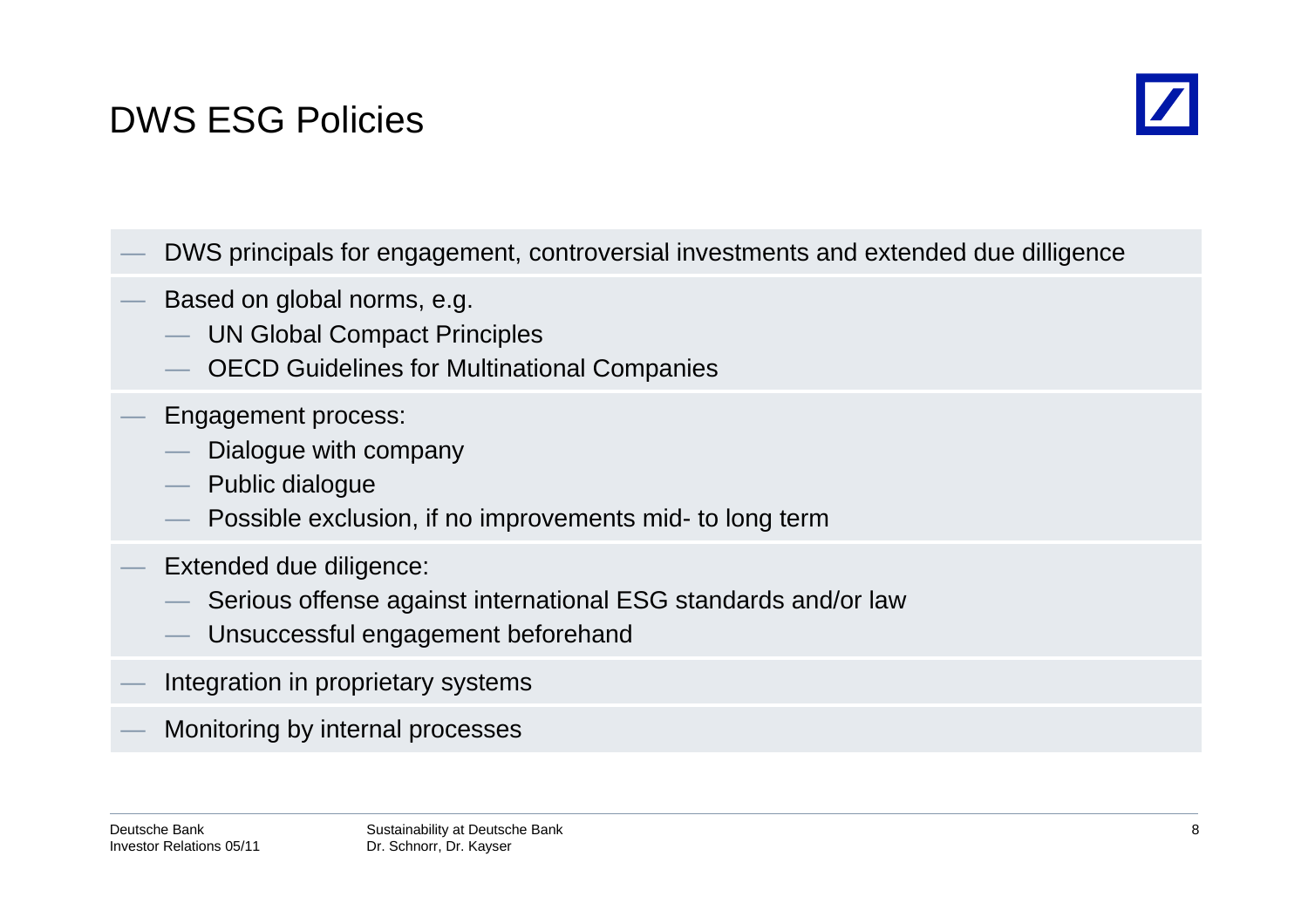# DWS ESG Policies

- DWS principals for engagement, controversial investments and extended due dilligence
- Based on global norms, e.g.
  - UN Global Compact Principles
  - OECD Guidelines for Multinational Companies
- Engagement process:
  - Dialogue with company
  - Public dialogue
  - Possible exclusion, if no improvements mid- to long term
- Extended due diligence:
  - Serious offense against international ESG standards and/or law
  - Unsuccessful engagement beforehand
- Integration in proprietary systems
- Monitoring by internal processes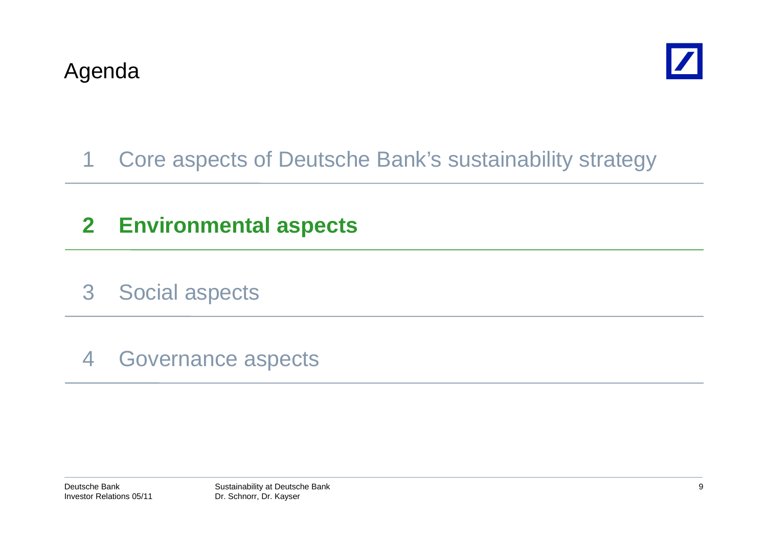# Agenda

1 Core aspects of Deutsche Bank's sustainability strategy

**2 Environmental aspects**

3 Social aspects

4 Governance aspects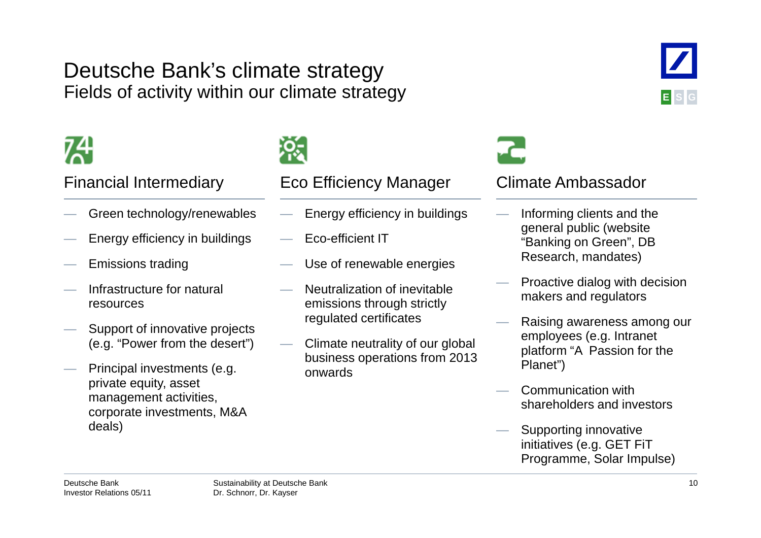# Deutsche Bank's climate strategy

## Fields of activity within our climate strategy

### Financial Intermediary

- Green technology/renewables
- Energy efficiency in buildings
- Emissions trading
- Infrastructure for natural resources
- Support of innovative projects (e.g. "Power from the desert")
- Principal investments (e.g. private equity, asset management activities, corporate investments, M&A deals)

### Eco Efficiency Manager

- Energy efficiency in buildings
- Eco-efficient IT
- Use of renewable energies
- Neutralization of inevitable emissions through strictly regulated certificates
- Climate neutrality of our global business operations from 2013 onwards

### Climate Ambassador

- Informing clients and the general public (website "Banking on Green", DB Research, mandates)
- Proactive dialog with decision makers and regulators
- Raising awareness among our employees (e.g. Intranet platform "A Passion for the Planet")
- Communication with shareholders and investors
- Supporting innovative initiatives (e.g. GET FiT Programme, Solar Impulse)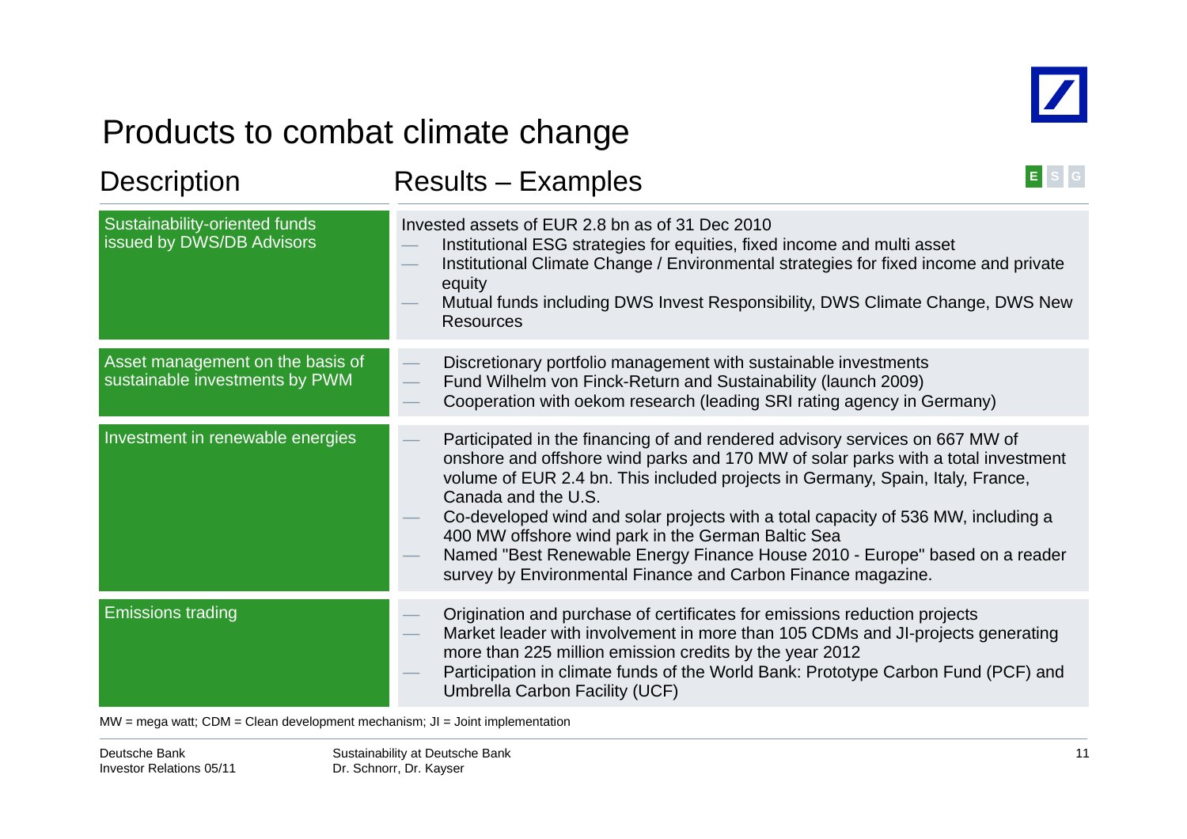# Products to combat climate change

| Description | Results – Examples |
| --- | --- |
| Sustainability-oriented funds issued by DWS/DB Advisors | Invested assets of EUR 2.8 bn as of 31 Dec 2010<br>— Institutional ESG strategies for equities, fixed income and multi asset<br>— Institutional Climate Change / Environmental strategies for fixed income and private equity<br>— Mutual funds including DWS Invest Responsibility, DWS Climate Change, DWS New Resources |
| Asset management on the basis of sustainable investments by PWM | — Discretionary portfolio management with sustainable investments<br>— Fund Wilhelm von Finck-Return and Sustainability (launch 2009)<br>— Cooperation with oekom research (leading SRI rating agency in Germany) |
| Investment in renewable energies | — Participated in the financing of and rendered advisory services on 667 MW of onshore and offshore wind parks and 170 MW of solar parks with a total investment volume of EUR 2.4 bn. This included projects in Germany, Spain, Italy, France, Canada and the U.S.<br>— Co-developed wind and solar projects with a total capacity of 536 MW, including a 400 MW offshore wind park in the German Baltic Sea<br>— Named "Best Renewable Energy Finance House 2010 - Europe" based on a reader survey by Environmental Finance and Carbon Finance magazine. |
| Emissions trading | — Origination and purchase of certificates for emissions reduction projects<br>— Market leader with involvement in more than 105 CDMs and JI-projects generating more than 225 million emission credits by the year 2012<br>— Participation in climate funds of the World Bank: Prototype Carbon Fund (PCF) and Umbrella Carbon Facility (UCF) |

MW = mega watt; CDM = Clean development mechanism; JI = Joint implementation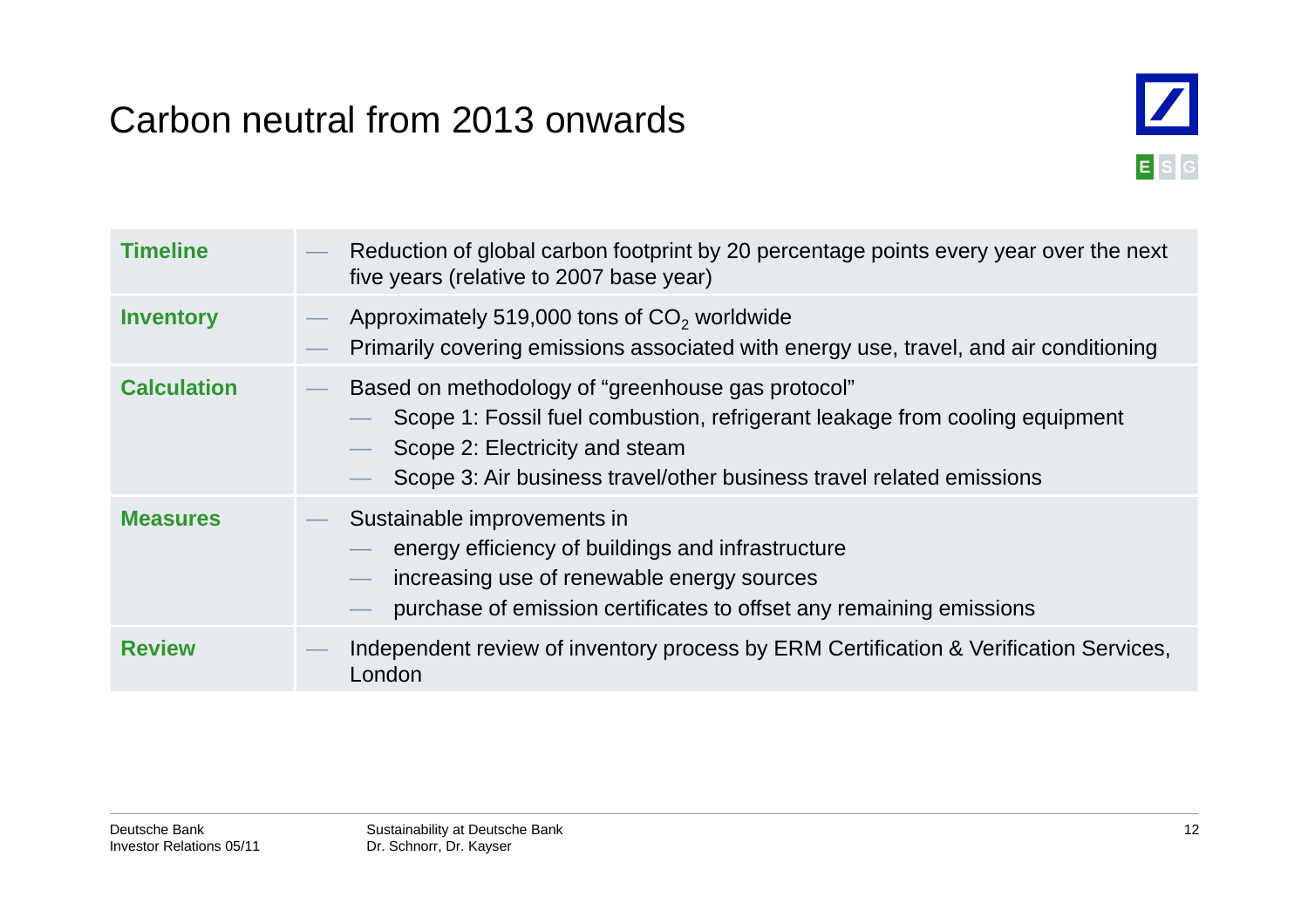# Carbon neutral from 2013 onwards

E S G

| | |
|---|---|
| **Timeline** | — Reduction of global carbon footprint by 20 percentage points every year over the next five years (relative to 2007 base year) |
| **Inventory** | — Approximately 519,000 tons of $CO_2$ worldwide<br>— Primarily covering emissions associated with energy use, travel, and air conditioning |
| **Calculation** | — Based on methodology of "greenhouse gas protocol"<br>— Scope 1: Fossil fuel combustion, refrigerant leakage from cooling equipment<br>— Scope 2: Electricity and steam<br>— Scope 3: Air business travel/other business travel related emissions |
| **Measures** | — Sustainable improvements in<br>— energy efficiency of buildings and infrastructure<br>— increasing use of renewable energy sources<br>— purchase of emission certificates to offset any remaining emissions |
| **Review** | — Independent review of inventory process by ERM Certification & Verification Services, London |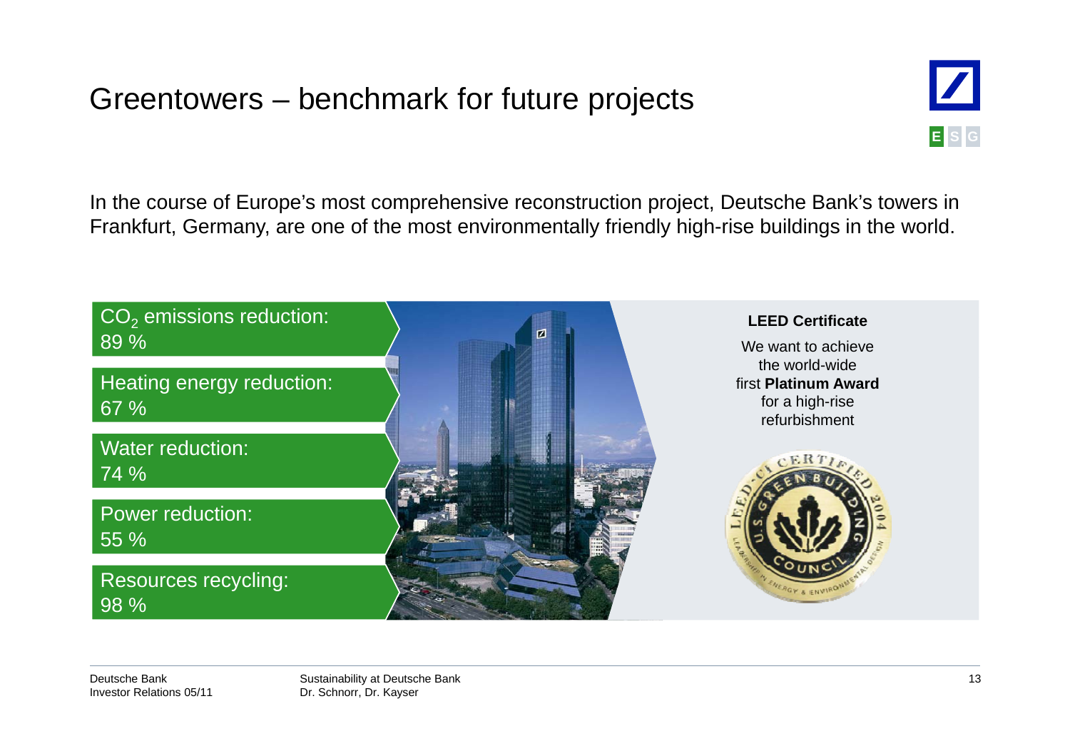# Greentowers – benchmark for future projects

E S G

In the course of Europe's most comprehensive reconstruction project, Deutsche Bank's towers in Frankfurt, Germany, are one of the most environmentally friendly high-rise buildings in the world.

$CO_2$ emissions reduction: 89 %

Heating energy reduction: 67 %

Water reduction: 74 %

Power reduction: 55 %

Resources recycling: 98 %

**LEED Certificate**

We want to achieve the world-wide first **Platinum Award** for a high-rise refurbishment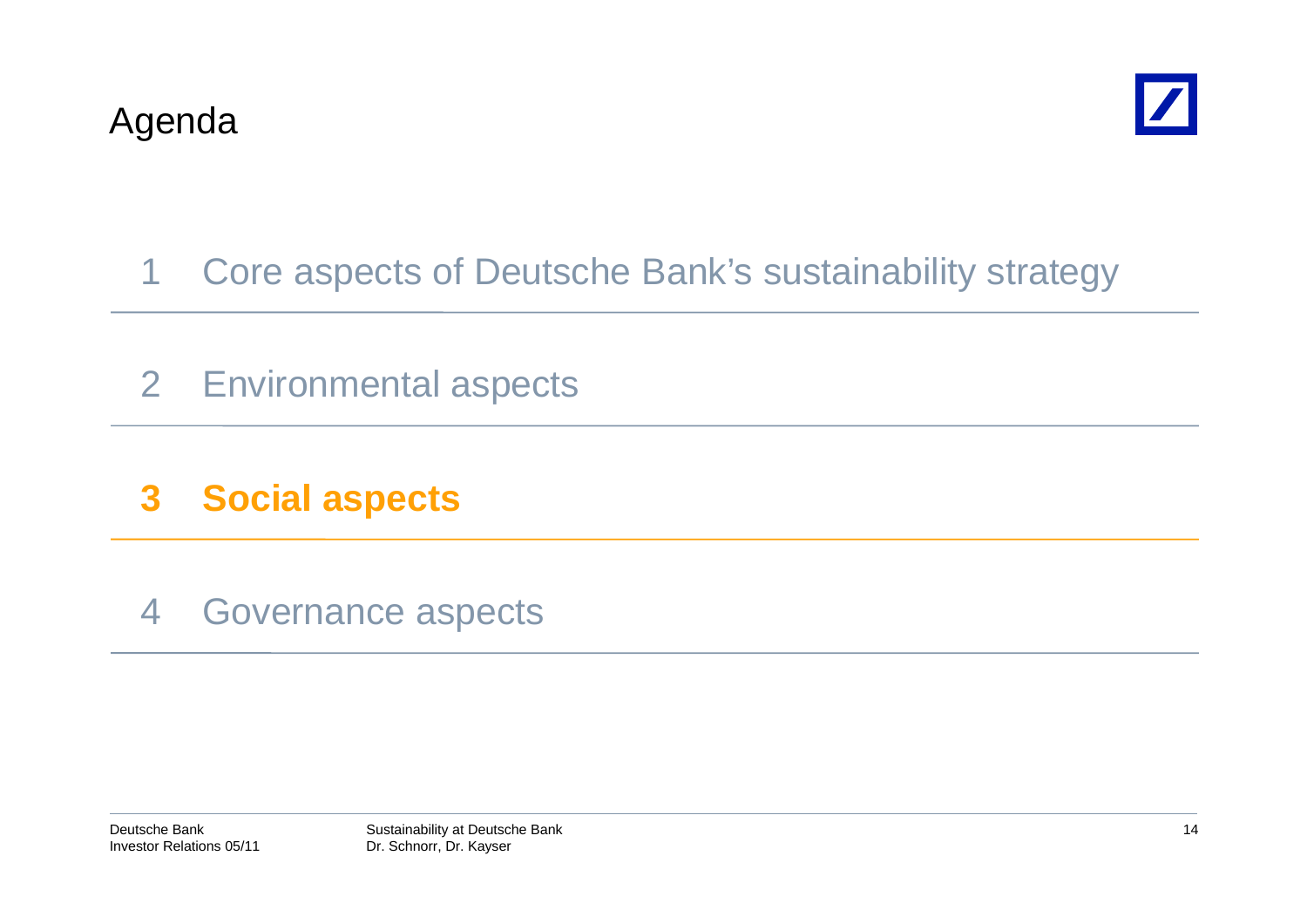# Agenda

1 Core aspects of Deutsche Bank's sustainability strategy

2 Environmental aspects

**3 Social aspects**

4 Governance aspects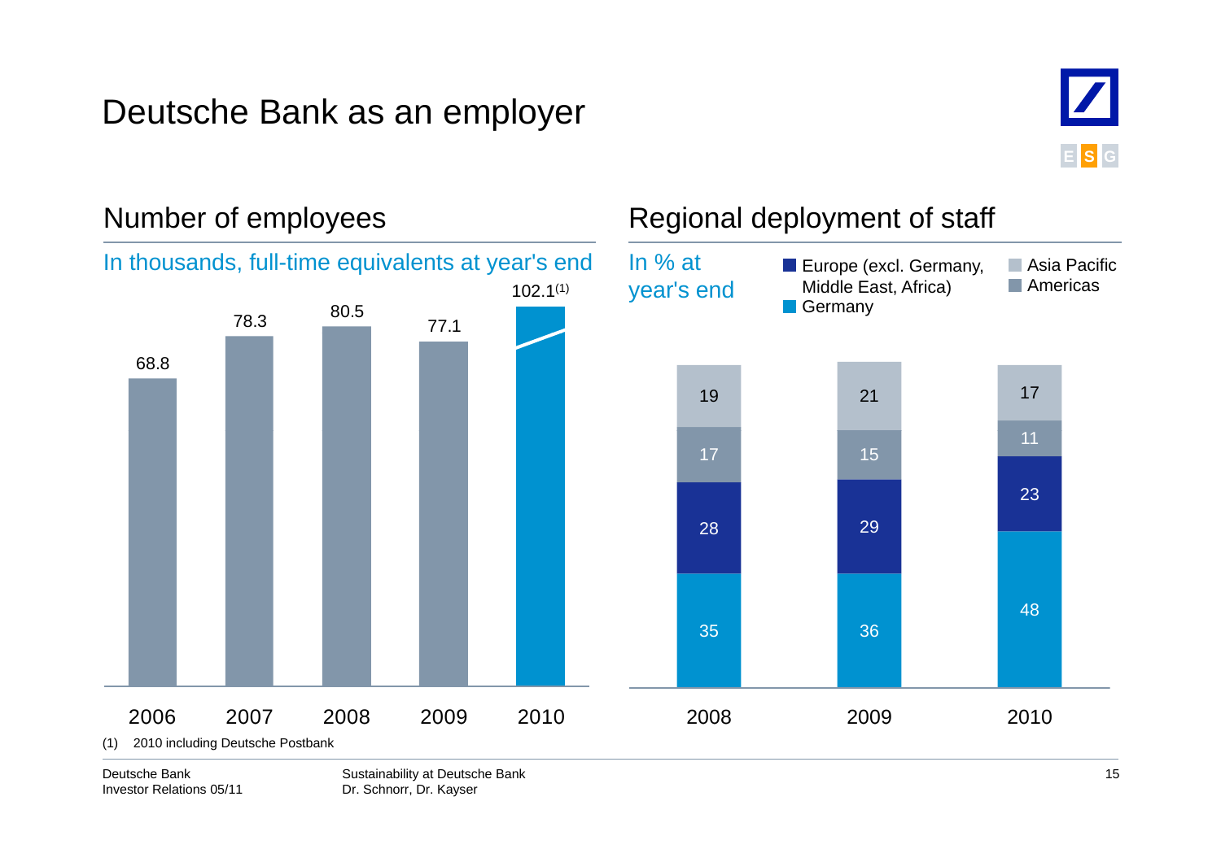# Deutsche Bank as an employer

## Number of employees

In thousands, full-time equivalents at year's end

| Year | Employees |
|---|---|
| 2006 | 68.8 |
| 2007 | 78.3 |
| 2008 | 80.5 |
| 2009 | 77.1 |
| 2010 | 102.1[1] |

(1) 2010 including Deutsche Postbank

## Regional deployment of staff

In % at year's end

| Region | 2008 | 2009 | 2010 |
|---|---|---|---|
| Asia Pacific | 19 | 21 | 17 |
| Americas | 17 | 15 | 11 |
| Europe (excl. Germany, Middle East, Africa) | 28 | 29 | 23 |
| Germany | 35 | 36 | 48 |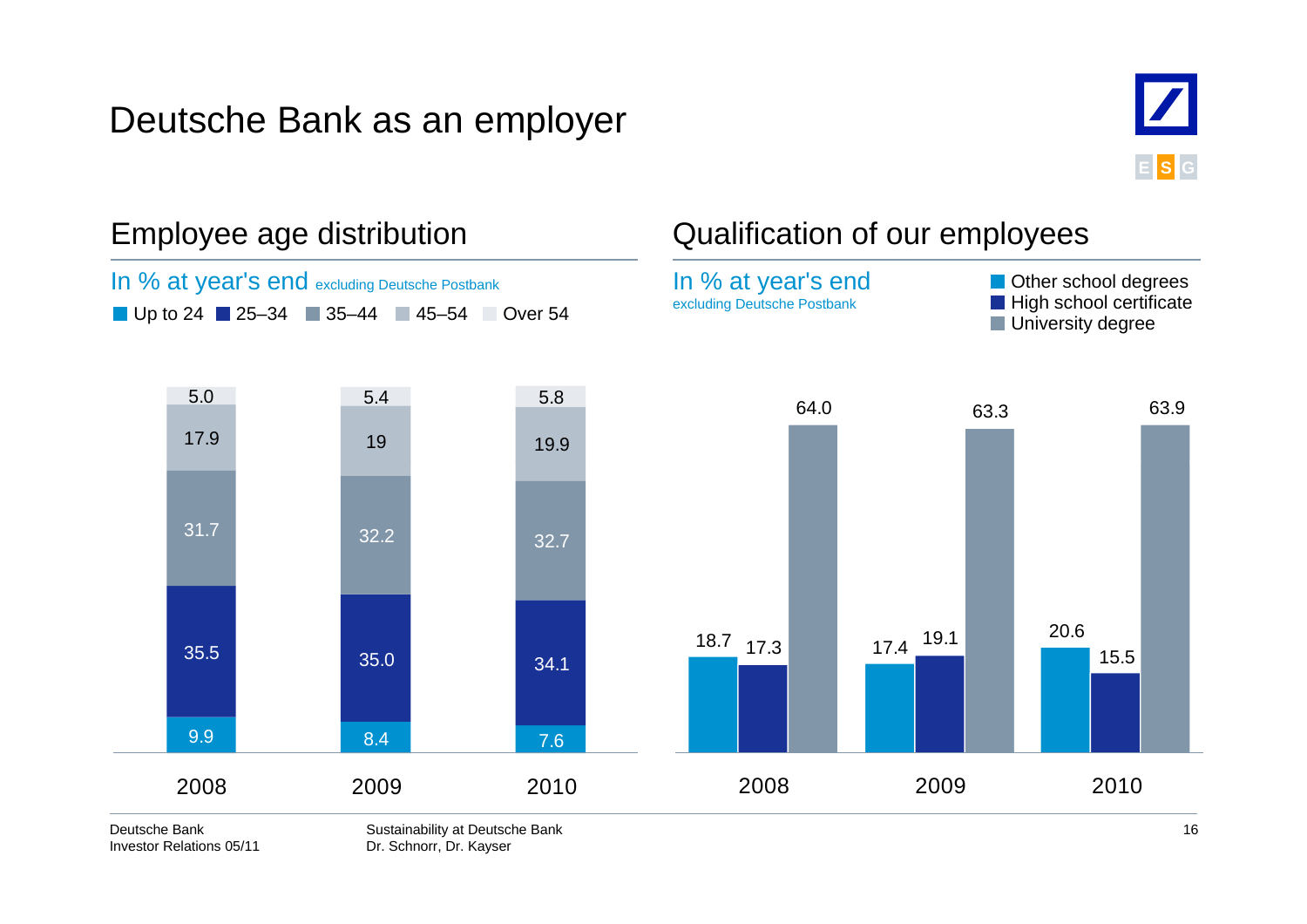# Deutsche Bank as an employer

## Employee age distribution

In % at year's end excluding Deutsche Postbank

| | 2008 | 2009 | 2010 |
|---|---|---|---|
| Up to 24 | 9.9 | 8.4 | 7.6 |
| 25–34 | 35.5 | 35.0 | 34.1 |
| 35–44 | 31.7 | 32.2 | 32.7 |
| 45–54 | 17.9 | 19 | 19.9 |
| Over 54 | 5.0 | 5.4 | 5.8 |

## Qualification of our employees

In % at year's end excluding Deutsche Postbank

| | 2008 | 2009 | 2010 |
|---|---|---|---|
| Other school degrees | 18.7 | 17.4 | 20.6 |
| High school certificate | 17.3 | 19.1 | 15.5 |
| University degree | 64.0 | 63.3 | 63.9 |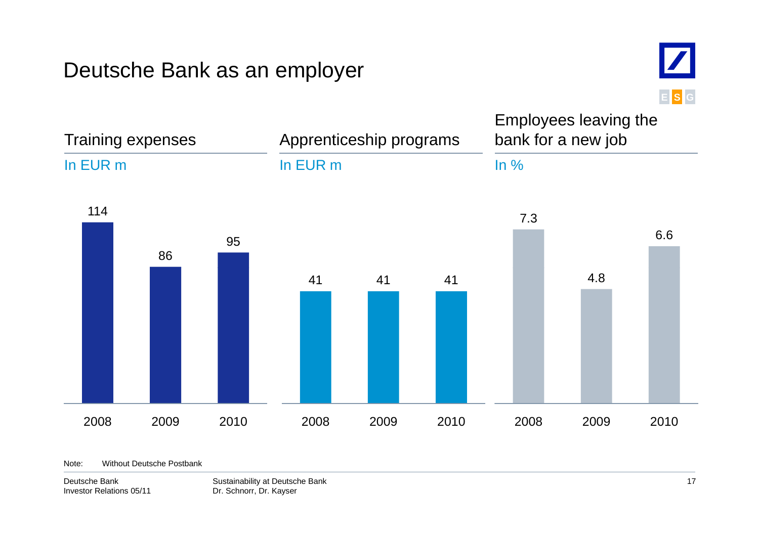# Deutsche Bank as an employer

ESG

## Training expenses

In EUR m

| 2008 | 2009 | 2010 |
|---|---|---|
| 114 | 86 | 95 |

## Apprenticeship programs

In EUR m

| 2008 | 2009 | 2010 |
|---|---|---|
| 41 | 41 | 41 |

## Employees leaving the bank for a new job

In %

| 2008 | 2009 | 2010 |
|---|---|---|
| 7.3 | 4.8 | 6.6 |

Note: Without Deutsche Postbank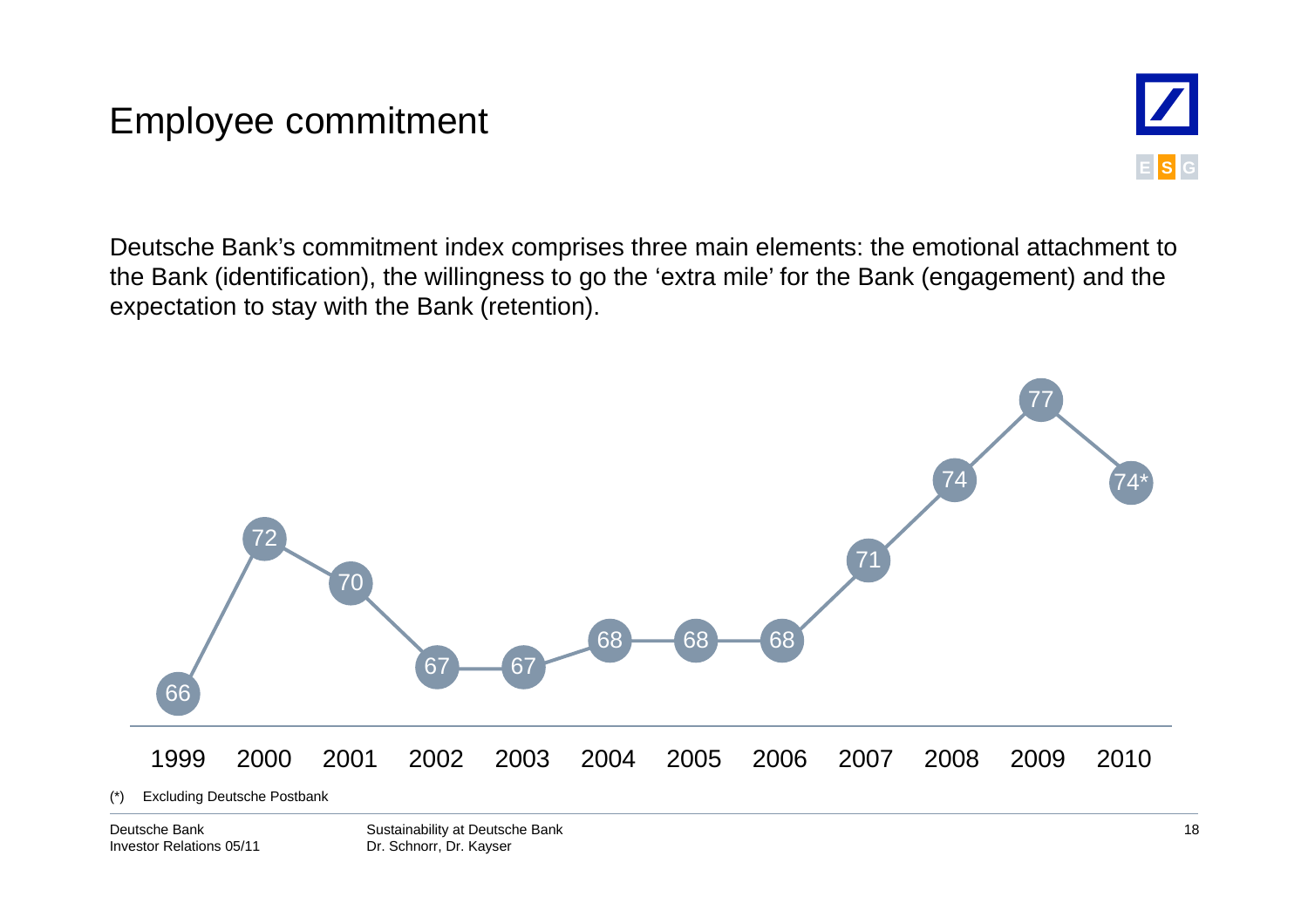# Employee commitment

Deutsche Bank's commitment index comprises three main elements: the emotional attachment to the Bank (identification), the willingness to go the 'extra mile' for the Bank (engagement) and the expectation to stay with the Bank (retention).

| 1999 | 2000 | 2001 | 2002 | 2003 | 2004 | 2005 | 2006 | 2007 | 2008 | 2009 | 2010 |
|---|---|---|---|---|---|---|---|---|---|---|---|
| 66 | 72 | 70 | 67 | 67 | 68 | 68 | 68 | 71 | 74 | 77 | 74* |

(*) Excluding Deutsche Postbank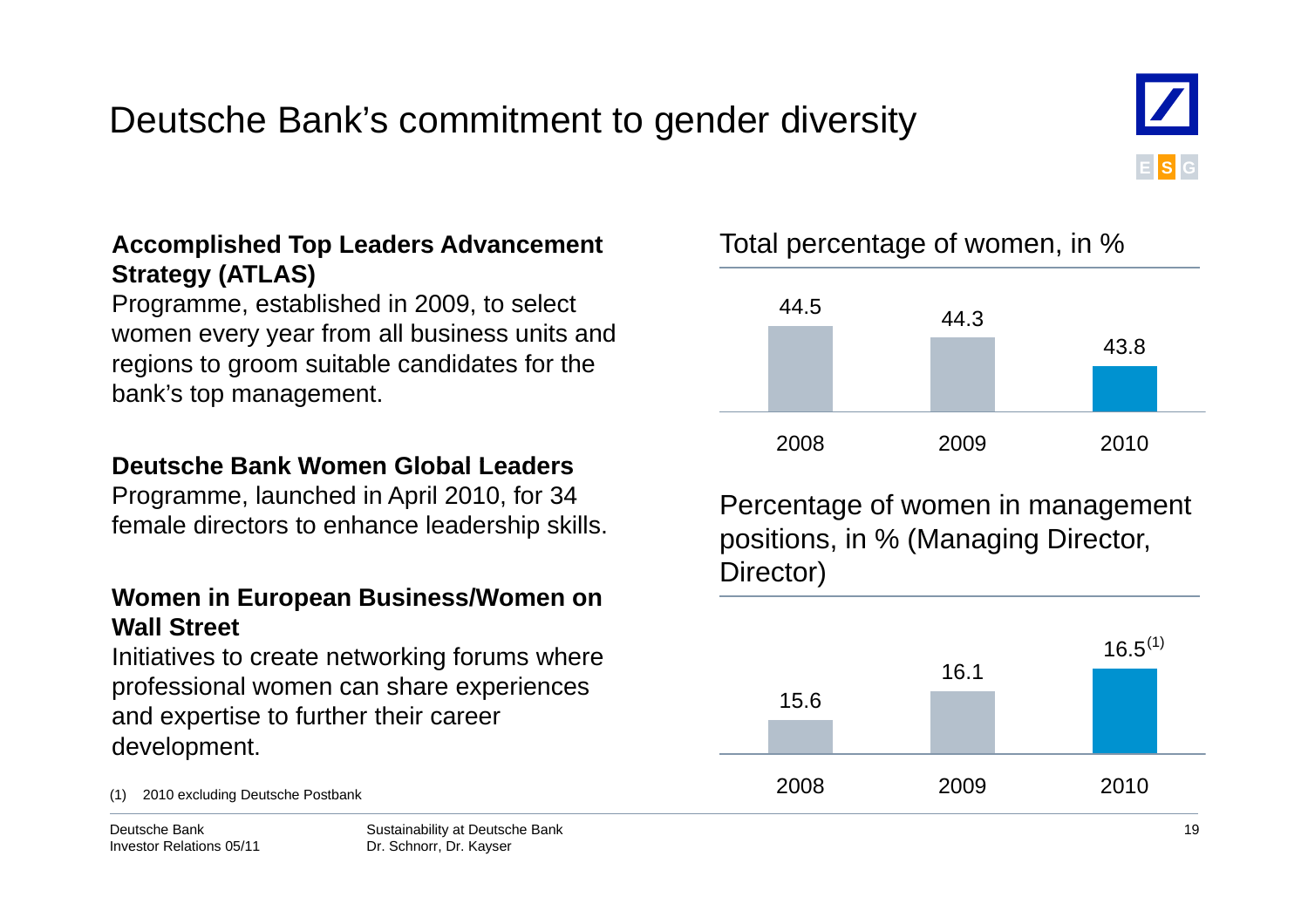# Deutsche Bank's commitment to gender diversity

ESG

**Accomplished Top Leaders Advancement Strategy (ATLAS)**
Programme, established in 2009, to select women every year from all business units and regions to groom suitable candidates for the bank's top management.

**Deutsche Bank Women Global Leaders**
Programme, launched in April 2010, for 34 female directors to enhance leadership skills.

**Women in European Business/Women on Wall Street**
Initiatives to create networking forums where professional women can share experiences and expertise to further their career development.

**Total percentage of women, in %**

| 2008 | 2009 | 2010 |
|---|---|---|
| 44.5 | 44.3 | 43.8 |

**Percentage of women in management positions, in % (Managing Director, Director)**

| 2008 | 2009 | 2010 |
|---|---|---|
| 15.6 | 16.1 | 16.5[1] |

(1) 2010 excluding Deutsche Postbank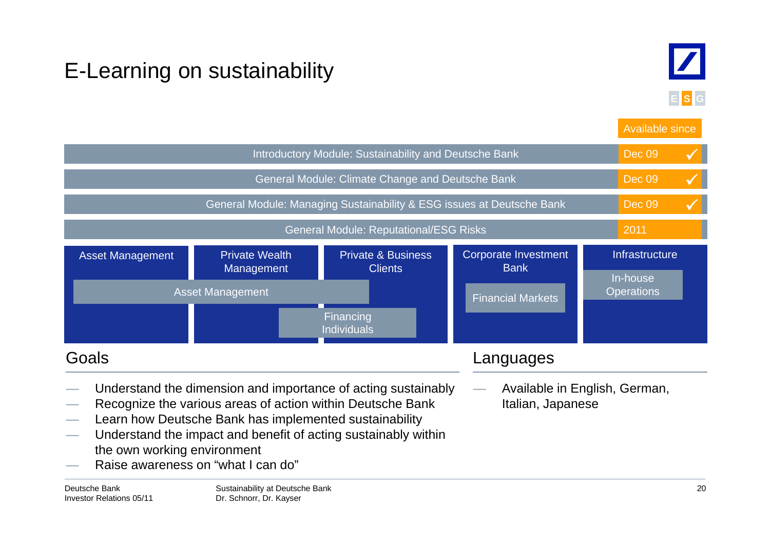# E-Learning on sustainability

E S G

| Module | Available since |
|---|---|
| Introductory Module: Sustainability and Deutsche Bank | Dec 09 ✓ |
| General Module: Climate Change and Deutsche Bank | Dec 09 ✓ |
| General Module: Managing Sustainability & ESG issues at Deutsche Bank | Dec 09 ✓ |
| General Module: Reputational/ESG Risks | 2011 |

| Asset Management | Private Wealth Management | Private & Business Clients | Corporate Investment Bank | Infrastructure |
|---|---|---|---|---|
| Asset Management | Asset Management | | Financial Markets | In-house Operations |
| | Financing Individuals | Financing Individuals | | |

## Goals

- Understand the dimension and importance of acting sustainably
- Recognize the various areas of action within Deutsche Bank
- Learn how Deutsche Bank has implemented sustainability
- Understand the impact and benefit of acting sustainably within the own working environment
- Raise awareness on "what I can do"

## Languages

- Available in English, German, Italian, Japanese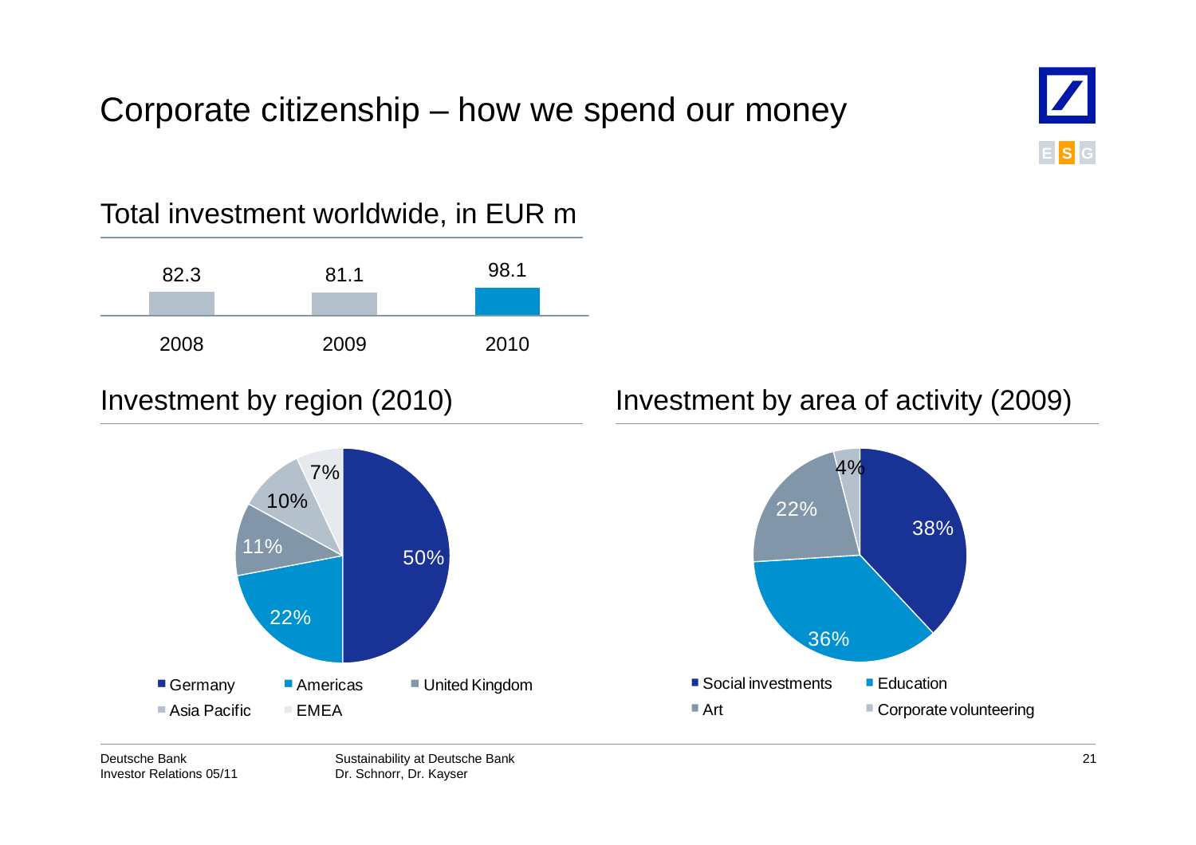# Corporate citizenship – how we spend our money

## Total investment worldwide, in EUR m

| 2008 | 2009 | 2010 |
|---|---|---|
| 82.3 | 81.1 | 98.1 |

## Investment by region (2010)

| Region | Share |
|---|---|
| Germany | 50% |
| Americas | 22% |
| United Kingdom | 11% |
| Asia Pacific | 10% |
| EMEA | 7% |

## Investment by area of activity (2009)

| Area of activity | Share |
|---|---|
| Social investments | 38% |
| Education | 36% |
| Art | 22% |
| Corporate volunteering | 4% |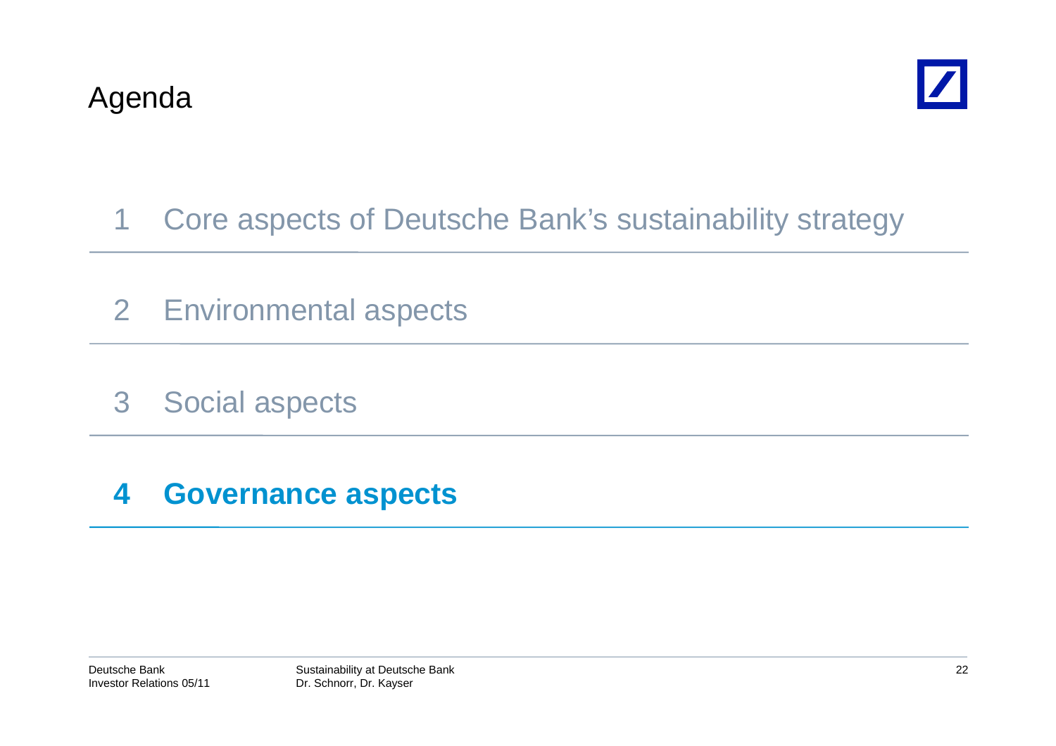# Agenda

1 Core aspects of Deutsche Bank's sustainability strategy

2 Environmental aspects

3 Social aspects

**4 Governance aspects**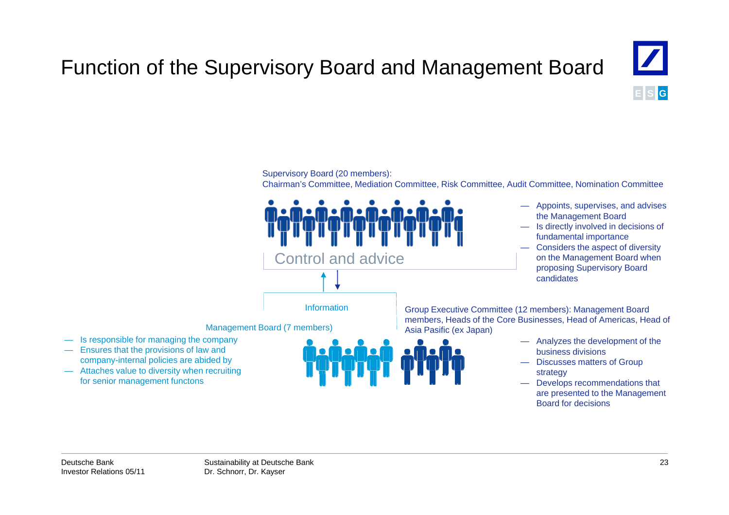# Function of the Supervisory Board and Management Board

Supervisory Board (20 members):
Chairman's Committee, Mediation Committee, Risk Committee, Audit Committee, Nomination Committee

Control and advice

- Appoints, supervises, and advises the Management Board
- Is directly involved in decisions of fundamental importance
- Considers the aspect of diversity on the Management Board when proposing Supervisory Board candidates

Information

Management Board (7 members)

- Is responsible for managing the company
- Ensures that the provisions of law and company-internal policies are abided by
- Attaches value to diversity when recruiting for senior management functons

Group Executive Committee (12 members): Management Board members, Heads of the Core Businesses, Head of Americas, Head of Asia Pasific (ex Japan)

- Analyzes the development of the business divisions
- Discusses matters of Group strategy
- Develops recommendations that are presented to the Management Board for decisions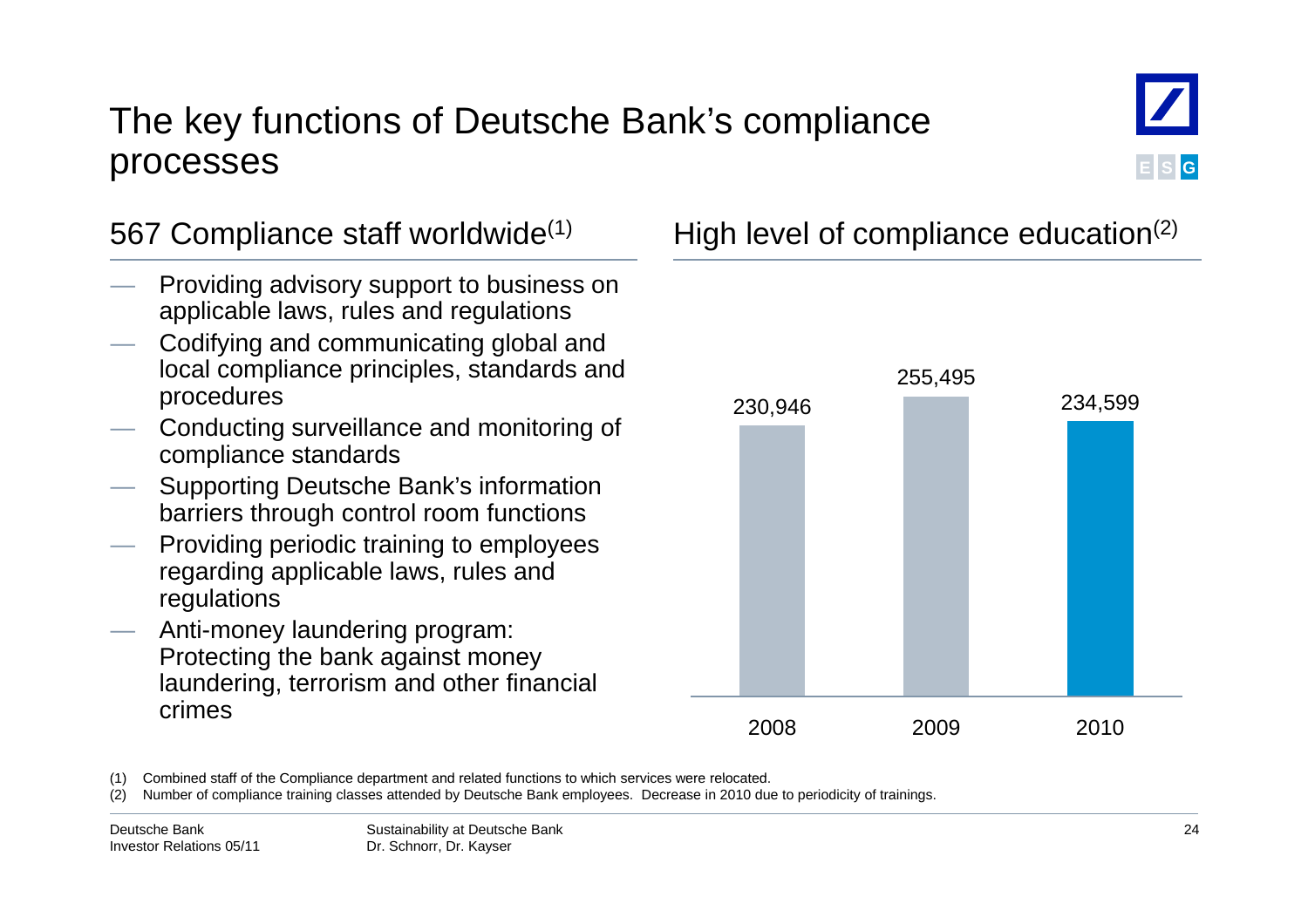# The key functions of Deutsche Bank's compliance processes

## 567 Compliance staff worldwide[(1)]

- Providing advisory support to business on applicable laws, rules and regulations
- Codifying and communicating global and local compliance principles, standards and procedures
- Conducting surveillance and monitoring of compliance standards
- Supporting Deutsche Bank's information barriers through control room functions
- Providing periodic training to employees regarding applicable laws, rules and regulations
- Anti-money laundering program: Protecting the bank against money laundering, terrorism and other financial crimes

## High level of compliance education[(2)]

| Year | Training classes attended |
|---|---|
| 2008 | 230,946 |
| 2009 | 255,495 |
| 2010 | 234,599 |

(1) Combined staff of the Compliance department and related functions to which services were relocated.
(2) Number of compliance training classes attended by Deutsche Bank employees. Decrease in 2010 due to periodicity of trainings.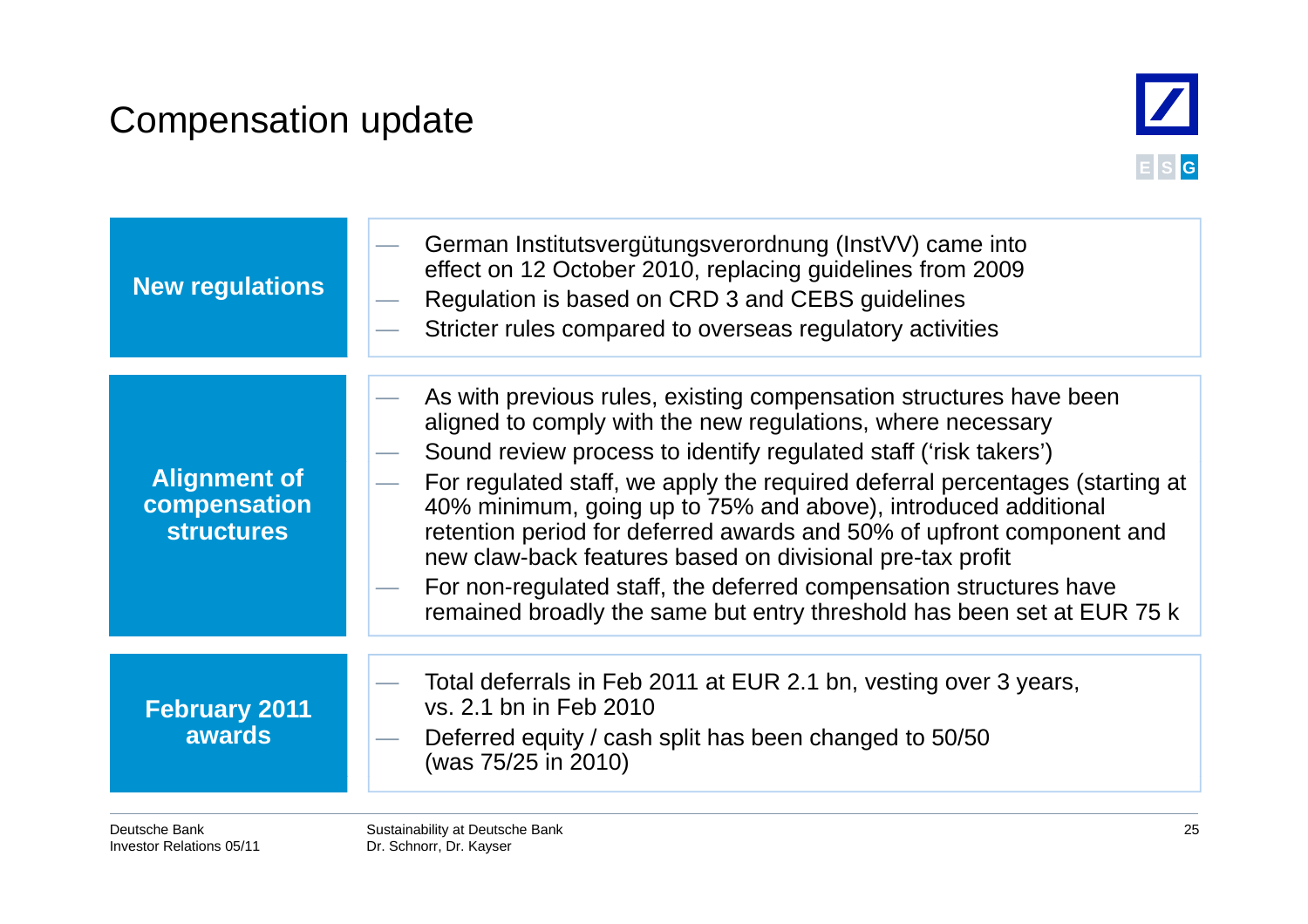# Compensation update

E S G

## New regulations

- German Institutsvergütungsverordnung (InstVV) came into effect on 12 October 2010, replacing guidelines from 2009
- Regulation is based on CRD 3 and CEBS guidelines
- Stricter rules compared to overseas regulatory activities

## Alignment of compensation structures

- As with previous rules, existing compensation structures have been aligned to comply with the new regulations, where necessary
- Sound review process to identify regulated staff ('risk takers')
- For regulated staff, we apply the required deferral percentages (starting at 40% minimum, going up to 75% and above), introduced additional retention period for deferred awards and 50% of upfront component and new claw-back features based on divisional pre-tax profit
- For non-regulated staff, the deferred compensation structures have remained broadly the same but entry threshold has been set at EUR 75 k

## February 2011 awards

- Total deferrals in Feb 2011 at EUR 2.1 bn, vesting over 3 years, vs. 2.1 bn in Feb 2010
- Deferred equity / cash split has been changed to 50/50 (was 75/25 in 2010)

Deutsche Bank
Investor Relations 05/11

Sustainability at Deutsche Bank
Dr. Schnorr, Dr. Kayser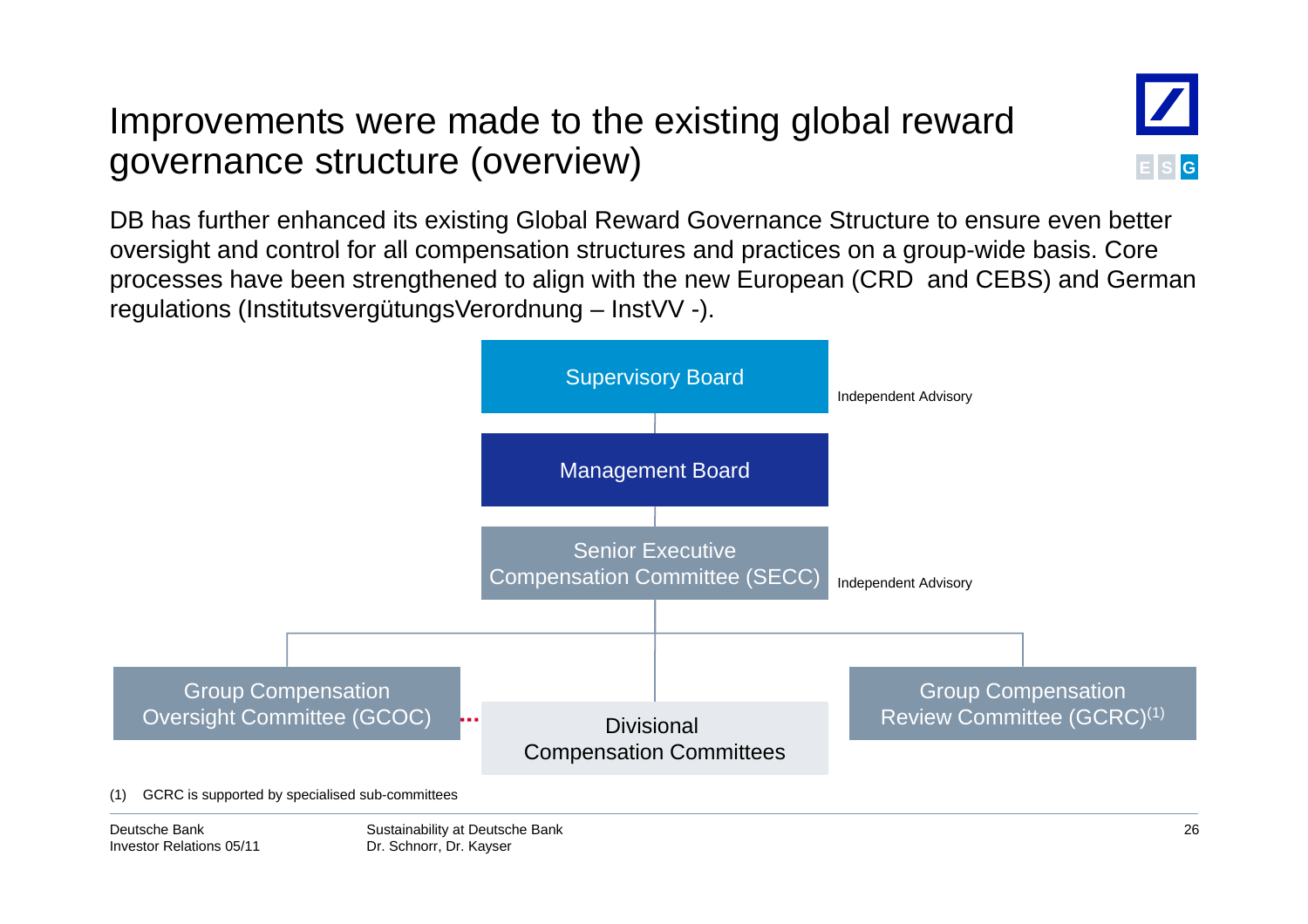# Improvements were made to the existing global reward governance structure (overview)

E S G

DB has further enhanced its existing Global Reward Governance Structure to ensure even better oversight and control for all compensation structures and practices on a group-wide basis. Core processes have been strengthened to align with the new European (CRD and CEBS) and German regulations (InstitutsvergütungsVerordnung – InstVV -).

Supervisory Board

Independent Advisory

Management Board

Senior Executive Compensation Committee (SECC)

Independent Advisory

Group Compensation Oversight Committee (GCOC)

Divisional Compensation Committees

Group Compensation Review Committee (GCRC)(1)

(1) GCRC is supported by specialised sub-committees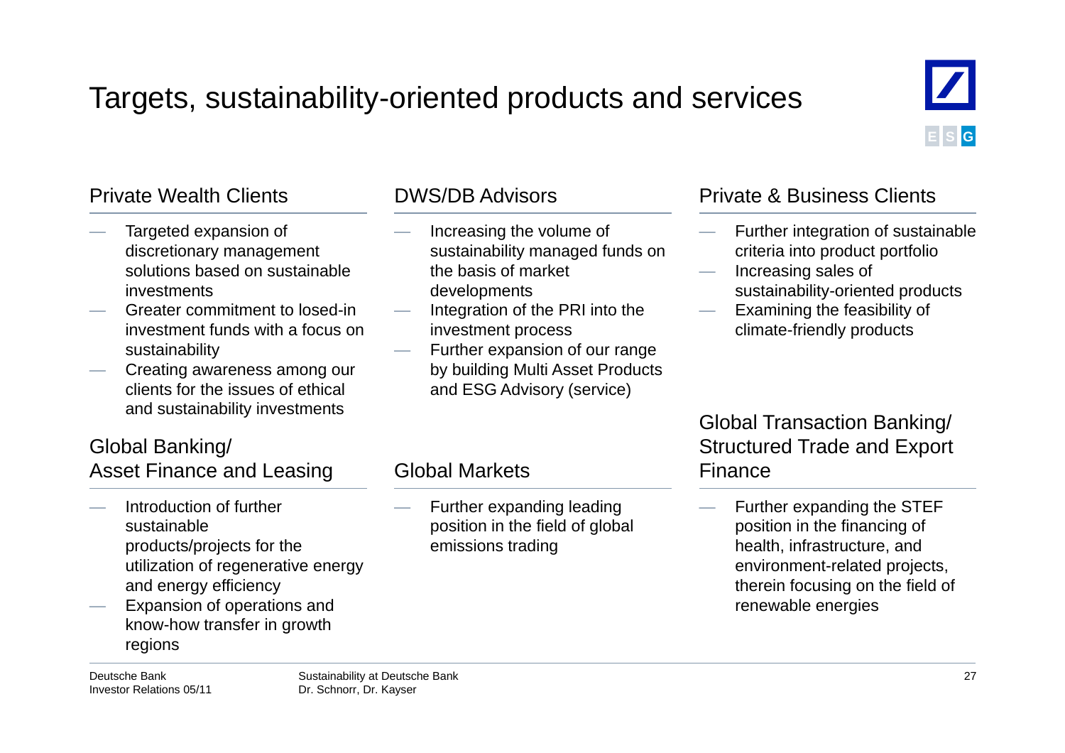# Targets, sustainability-oriented products and services

## Private Wealth Clients

- Targeted expansion of discretionary management solutions based on sustainable investments
- Greater commitment to losed-in investment funds with a focus on sustainability
- Creating awareness among our clients for the issues of ethical and sustainability investments

## DWS/DB Advisors

- Increasing the volume of sustainability managed funds on the basis of market developments
- Integration of the PRI into the investment process
- Further expansion of our range by building Multi Asset Products and ESG Advisory (service)

## Private & Business Clients

- Further integration of sustainable criteria into product portfolio
- Increasing sales of sustainability-oriented products
- Examining the feasibility of climate-friendly products

## Global Banking/ Asset Finance and Leasing

- Introduction of further sustainable products/projects for the utilization of regenerative energy and energy efficiency
- Expansion of operations and know-how transfer in growth regions

## Global Markets

- Further expanding leading position in the field of global emissions trading

## Global Transaction Banking/ Structured Trade and Export Finance

- Further expanding the STEF position in the financing of health, infrastructure, and environment-related projects, therein focusing on the field of renewable energies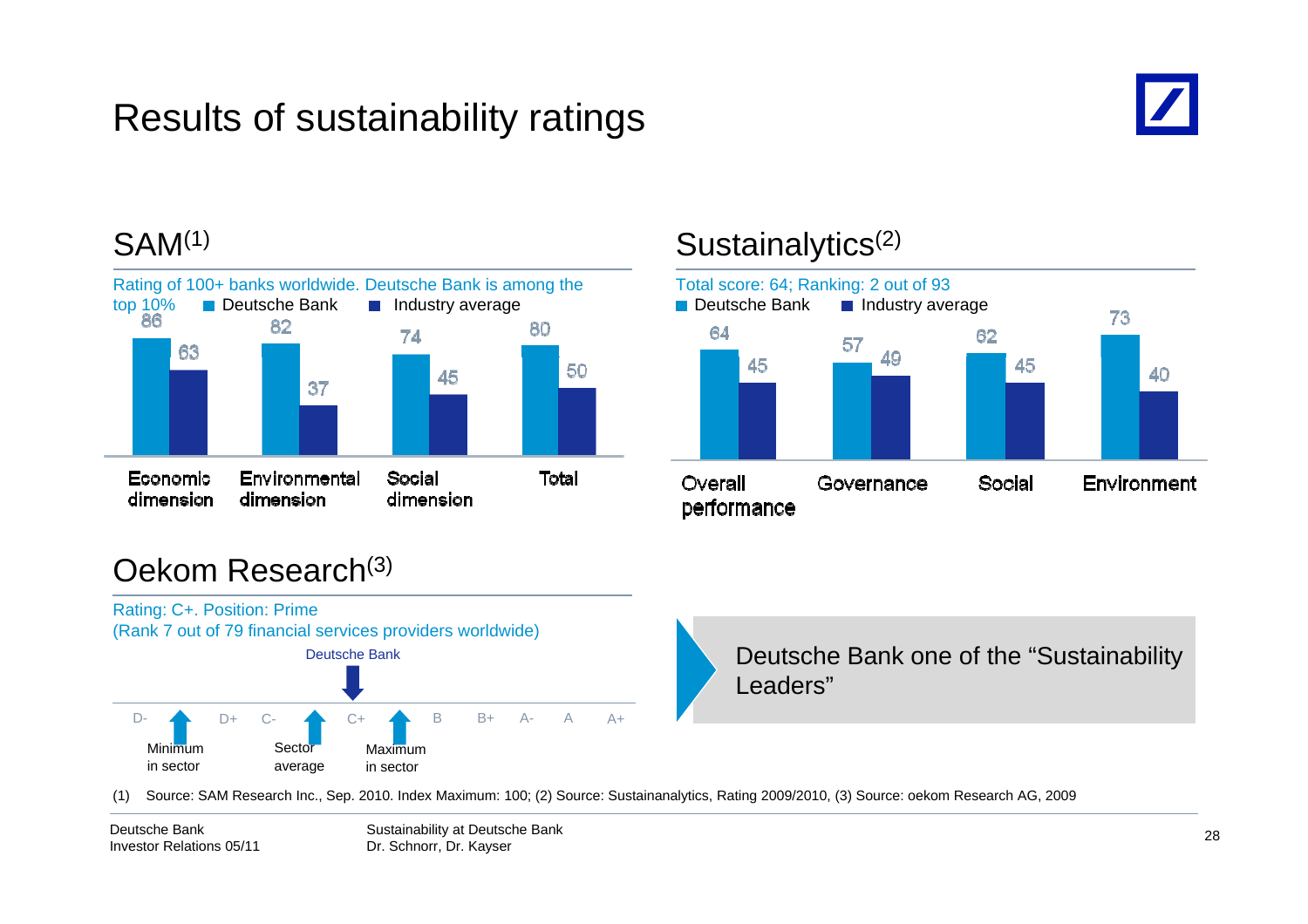# Results of sustainability ratings

## SAM(1)

Rating of 100+ banks worldwide. Deutsche Bank is among the top 10%

| | Deutsche Bank | Industry average |
|---|---|---|
| Economic dimension | 86 | 63 |
| Environmental dimension | 82 | 37 |
| Social dimension | 74 | 45 |
| Total | 80 | 50 |

## Sustainalytics(2)

Total score: 64; Ranking: 2 out of 93

| | Deutsche Bank | Industry average |
|---|---|---|
| Overall performance | 64 | 45 |
| Governance | 57 | 49 |
| Social | 62 | 45 |
| Environment | 73 | 40 |

## Oekom Research(3)

Rating: C+. Position: Prime
(Rank 7 out of 79 financial services providers worldwide)

Scale: D- | D | D+ | C- | C | C+ | B- | B | B+ | A- | A | A+

- Deutsche Bank: C+
- Minimum in sector: D
- Sector average: C
- Maximum in sector: B-

Deutsche Bank one of the “Sustainability Leaders”

(1) Source: SAM Research Inc., Sep. 2010. Index Maximum: 100; (2) Source: Sustainanalytics, Rating 2009/2010, (3) Source: oekom Research AG, 2009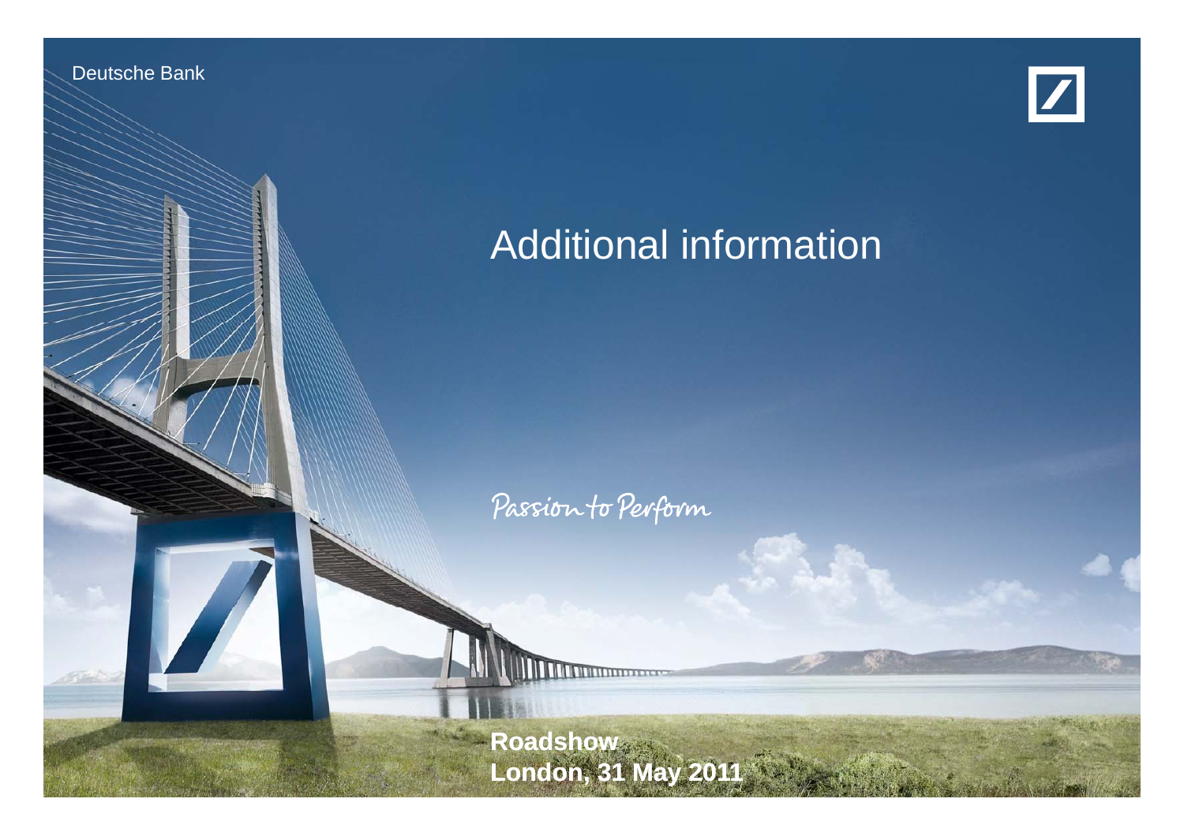Deutsche Bank

# Additional information

Passion to Perform

**Roadshow**
**London, 31 May 2011**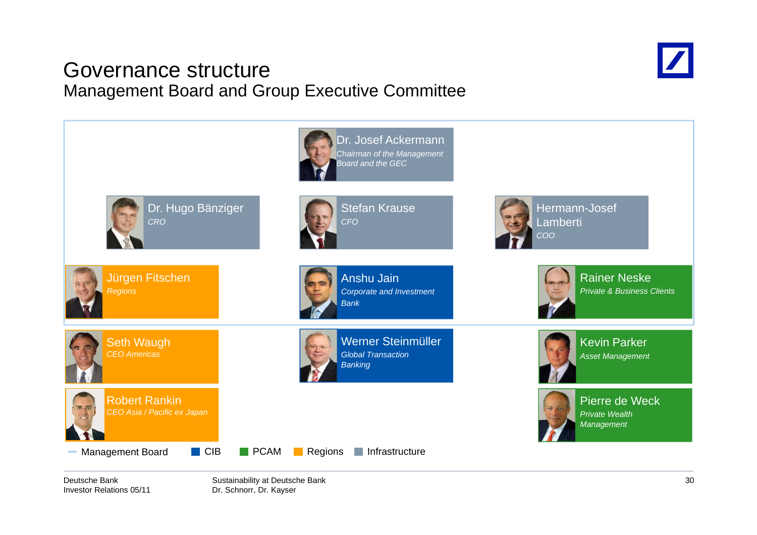# Governance structure

## Management Board and Group Executive Committee

**Dr. Josef Ackermann**
*Chairman of the Management Board and the GEC*

**Dr. Hugo Bänziger**
*CRO*

**Stefan Krause**
*CFO*

**Hermann-Josef Lamberti**
*COO*

**Jürgen Fitschen**
*Regions*

**Anshu Jain**
*Corporate and Investment Bank*

**Rainer Neske**
*Private & Business Clients*

**Seth Waugh**
*CEO Americas*

**Werner Steinmüller**
*Global Transaction Banking*

**Kevin Parker**
*Asset Management*

**Robert Rankin**
*CEO Asia / Pacific ex Japan*

**Pierre de Weck**
*Private Wealth Management*

Management Board | CIB | PCAM | Regions | Infrastructure

Deutsche Bank
Investor Relations 05/11

Sustainability at Deutsche Bank
Dr. Schnorr, Dr. Kayser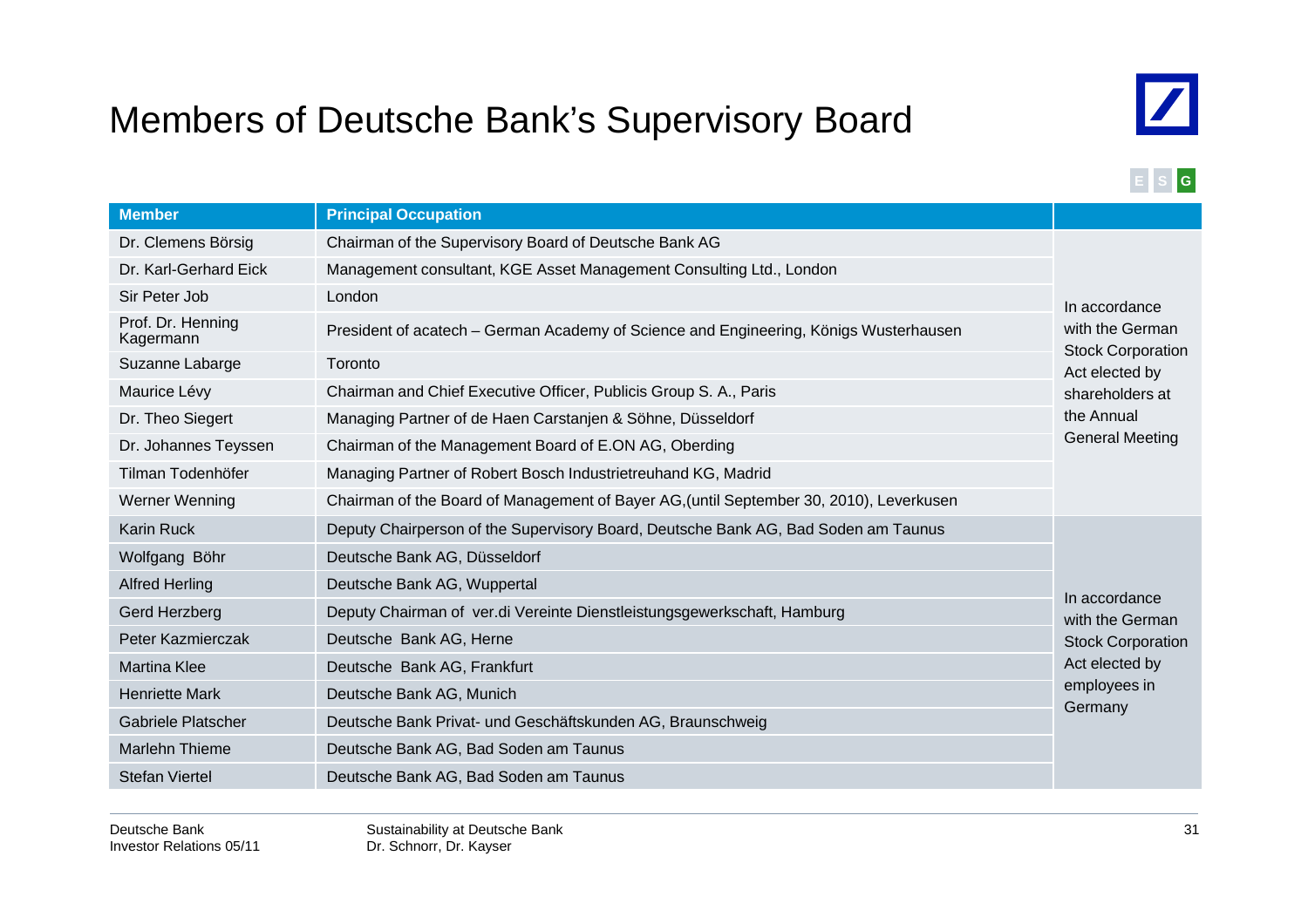# Members of Deutsche Bank's Supervisory Board

E S G

| Member | Principal Occupation | |
|---|---|---|
| Dr. Clemens Börsig | Chairman of the Supervisory Board of Deutsche Bank AG | In accordance with the German Stock Corporation Act elected by shareholders at the Annual General Meeting |
| Dr. Karl-Gerhard Eick | Management consultant, KGE Asset Management Consulting Ltd., London | |
| Sir Peter Job | London | |
| Prof. Dr. Henning Kagermann | President of acatech – German Academy of Science and Engineering, Königs Wusterhausen | |
| Suzanne Labarge | Toronto | |
| Maurice Lévy | Chairman and Chief Executive Officer, Publicis Group S. A., Paris | |
| Dr. Theo Siegert | Managing Partner of de Haen Carstanjen & Söhne, Düsseldorf | |
| Dr. Johannes Teyssen | Chairman of the Management Board of E.ON AG, Oberding | |
| Tilman Todenhöfer | Managing Partner of Robert Bosch Industrietreuhand KG, Madrid | |
| Werner Wenning | Chairman of the Board of Management of Bayer AG,(until September 30, 2010), Leverkusen | |
| Karin Ruck | Deputy Chairperson of the Supervisory Board, Deutsche Bank AG, Bad Soden am Taunus | In accordance with the German Stock Corporation Act elected by employees in Germany |
| Wolfgang Böhr | Deutsche Bank AG, Düsseldorf | |
| Alfred Herling | Deutsche Bank AG, Wuppertal | |
| Gerd Herzberg | Deputy Chairman of ver.di Vereinte Dienstleistungsgewerkschaft, Hamburg | |
| Peter Kazmierczak | Deutsche Bank AG, Herne | |
| Martina Klee | Deutsche Bank AG, Frankfurt | |
| Henriette Mark | Deutsche Bank AG, Munich | |
| Gabriele Platscher | Deutsche Bank Privat- und Geschäftskunden AG, Braunschweig | |
| Marlehn Thieme | Deutsche Bank AG, Bad Soden am Taunus | |
| Stefan Viertel | Deutsche Bank AG, Bad Soden am Taunus | |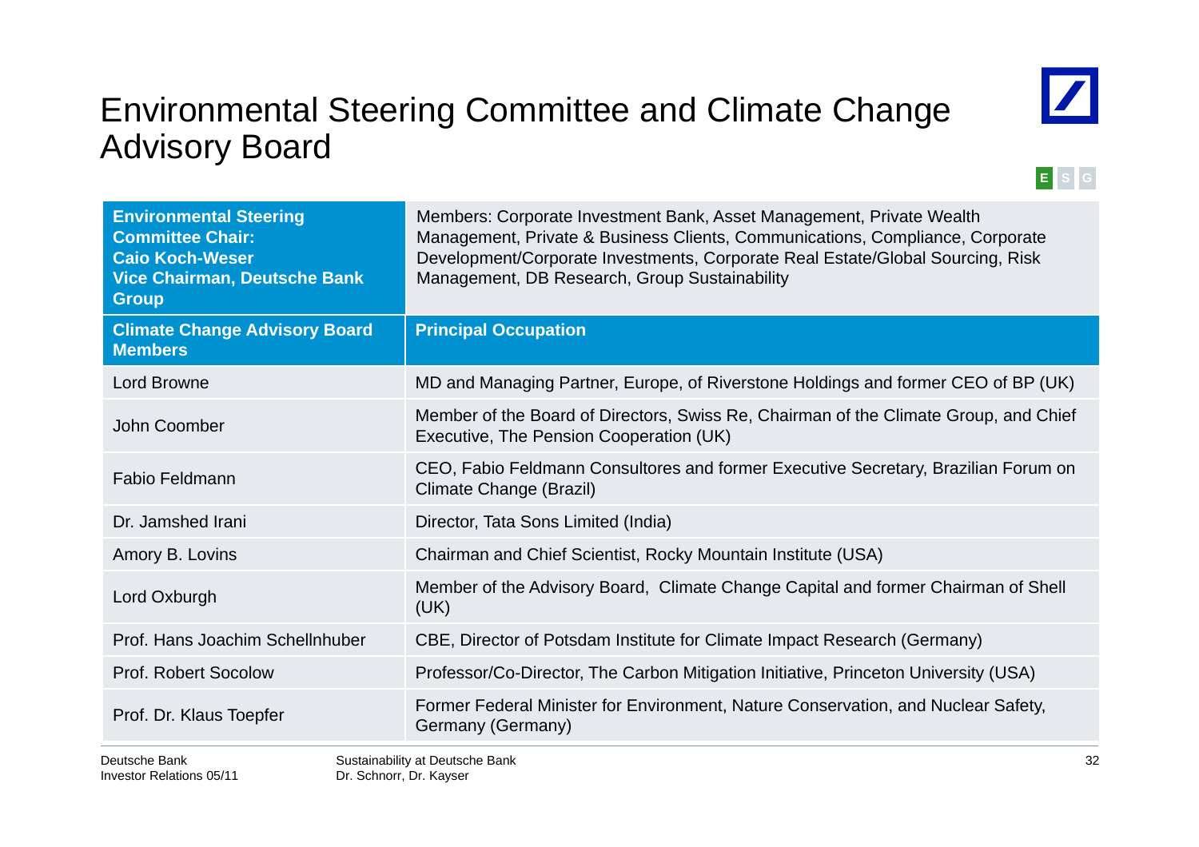# Environmental Steering Committee and Climate Change Advisory Board

E S G

| **Environmental Steering Committee Chair: Caio Koch-Weser Vice Chairman, Deutsche Bank Group** | Members: Corporate Investment Bank, Asset Management, Private Wealth Management, Private & Business Clients, Communications, Compliance, Corporate Development/Corporate Investments, Corporate Real Estate/Global Sourcing, Risk Management, DB Research, Group Sustainability |
|---|---|
| **Climate Change Advisory Board Members** | **Principal Occupation** |
| Lord Browne | MD and Managing Partner, Europe, of Riverstone Holdings and former CEO of BP (UK) |
| John Coomber | Member of the Board of Directors, Swiss Re, Chairman of the Climate Group, and Chief Executive, The Pension Cooperation (UK) |
| Fabio Feldmann | CEO, Fabio Feldmann Consultores and former Executive Secretary, Brazilian Forum on Climate Change (Brazil) |
| Dr. Jamshed Irani | Director, Tata Sons Limited (India) |
| Amory B. Lovins | Chairman and Chief Scientist, Rocky Mountain Institute (USA) |
| Lord Oxburgh | Member of the Advisory Board, Climate Change Capital and former Chairman of Shell (UK) |
| Prof. Hans Joachim Schellnhuber | CBE, Director of Potsdam Institute for Climate Impact Research (Germany) |
| Prof. Robert Socolow | Professor/Co-Director, The Carbon Mitigation Initiative, Princeton University (USA) |
| Prof. Dr. Klaus Toepfer | Former Federal Minister for Environment, Nature Conservation, and Nuclear Safety, Germany (Germany) |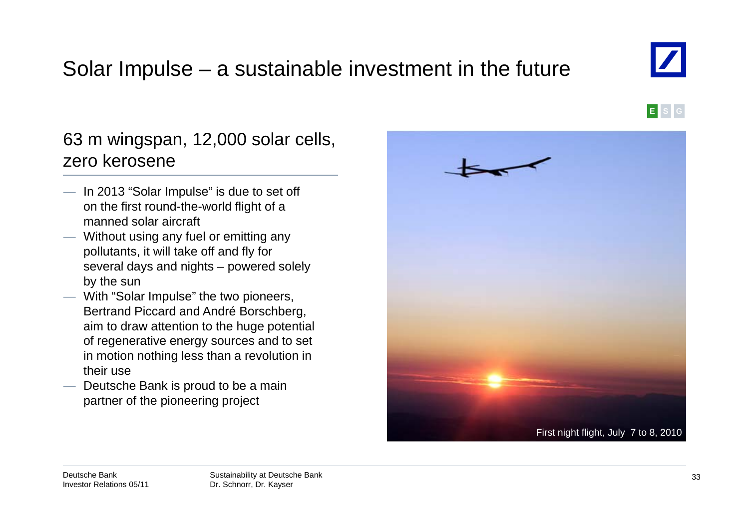# Solar Impulse – a sustainable investment in the future

E S G

## 63 m wingspan, 12,000 solar cells, zero kerosene

- In 2013 "Solar Impulse" is due to set off on the first round-the-world flight of a manned solar aircraft
- Without using any fuel or emitting any pollutants, it will take off and fly for several days and nights – powered solely by the sun
- With "Solar Impulse" the two pioneers, Bertrand Piccard and André Borschberg, aim to draw attention to the huge potential of regenerative energy sources and to set in motion nothing less than a revolution in their use
- Deutsche Bank is proud to be a main partner of the pioneering project

First night flight, July 7 to 8, 2010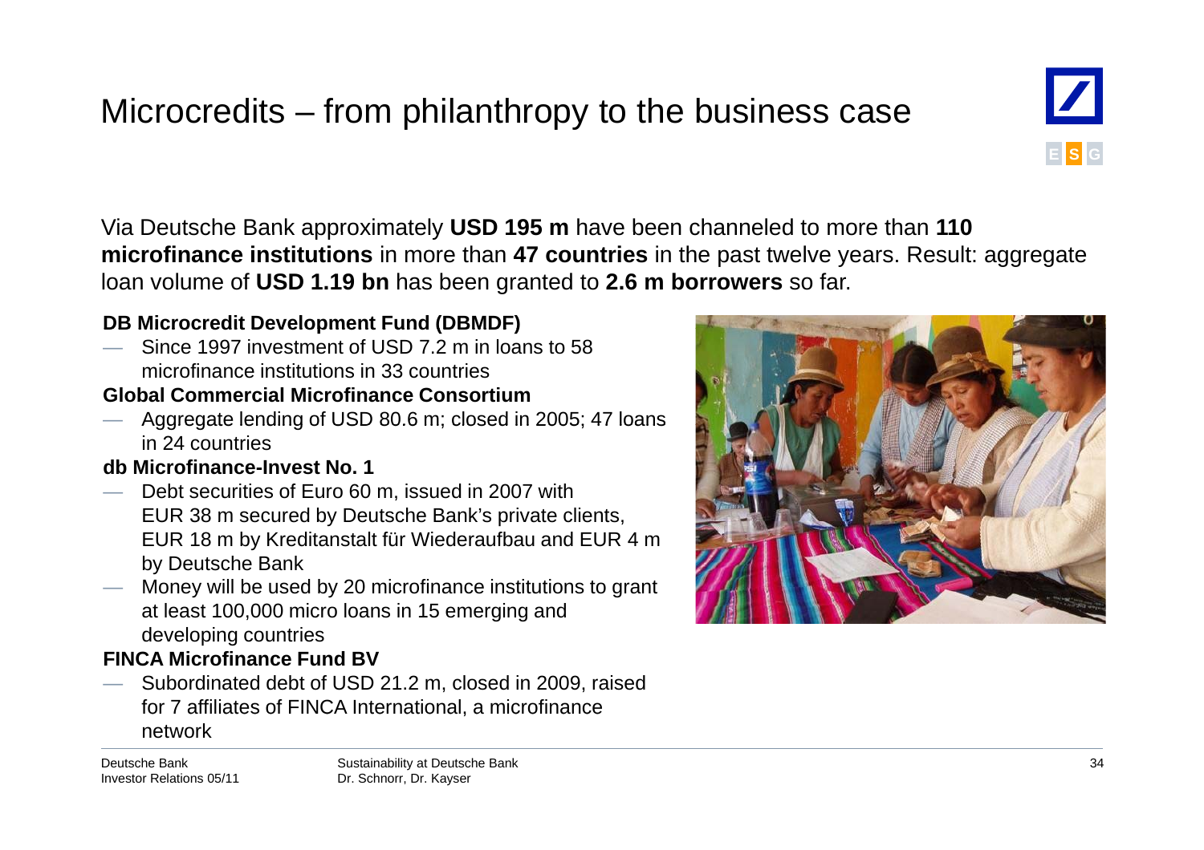# Microcredits – from philanthropy to the business case

Via Deutsche Bank approximately **USD 195 m** have been channeled to more than **110 microfinance institutions** in more than **47 countries** in the past twelve years. Result: aggregate loan volume of **USD 1.19 bn** has been granted to **2.6 m borrowers** so far.

**DB Microcredit Development Fund (DBMDF)**

- Since 1997 investment of USD 7.2 m in loans to 58 microfinance institutions in 33 countries

**Global Commercial Microfinance Consortium**

- Aggregate lending of USD 80.6 m; closed in 2005; 47 loans in 24 countries

**db Microfinance-Invest No. 1**

- Debt securities of Euro 60 m, issued in 2007 with EUR 38 m secured by Deutsche Bank's private clients, EUR 18 m by Kreditanstalt für Wiederaufbau and EUR 4 m by Deutsche Bank
- Money will be used by 20 microfinance institutions to grant at least 100,000 micro loans in 15 emerging and developing countries

**FINCA Microfinance Fund BV**

- Subordinated debt of USD 21.2 m, closed in 2009, raised for 7 affiliates of FINCA International, a microfinance network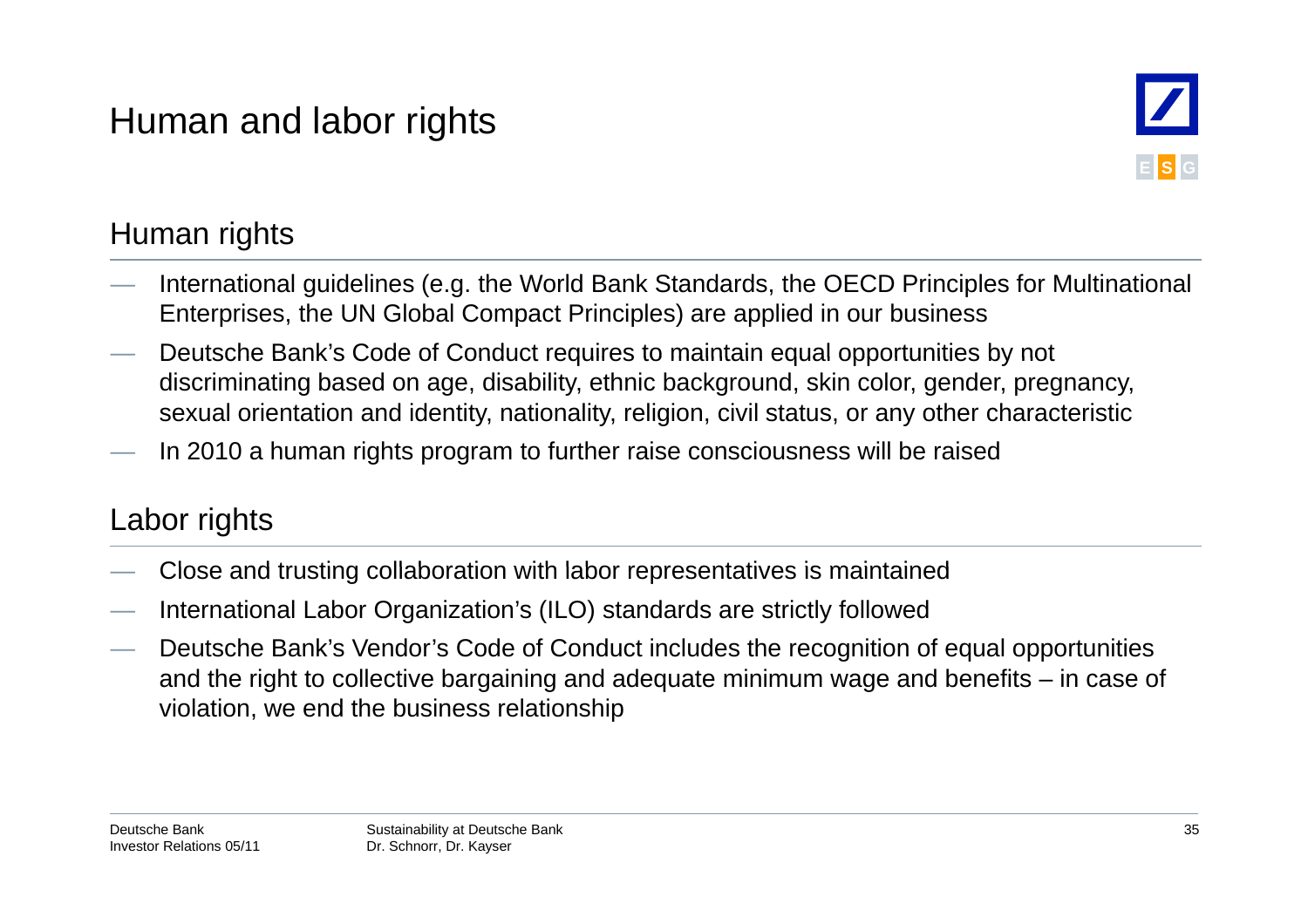# Human and labor rights

## Human rights

- International guidelines (e.g. the World Bank Standards, the OECD Principles for Multinational Enterprises, the UN Global Compact Principles) are applied in our business
- Deutsche Bank's Code of Conduct requires to maintain equal opportunities by not discriminating based on age, disability, ethnic background, skin color, gender, pregnancy, sexual orientation and identity, nationality, religion, civil status, or any other characteristic
- In 2010 a human rights program to further raise consciousness will be raised

## Labor rights

- Close and trusting collaboration with labor representatives is maintained
- International Labor Organization's (ILO) standards are strictly followed
- Deutsche Bank's Vendor's Code of Conduct includes the recognition of equal opportunities and the right to collective bargaining and adequate minimum wage and benefits – in case of violation, we end the business relationship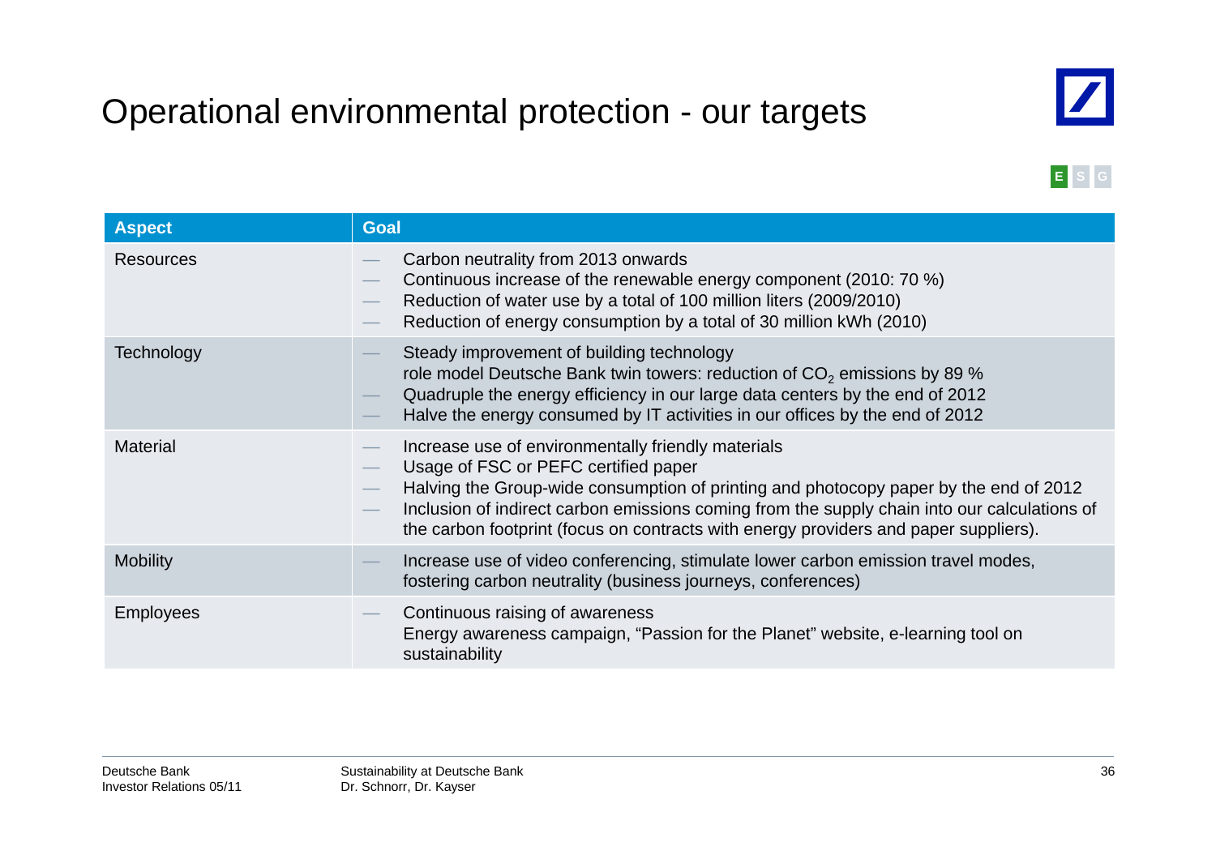# Operational environmental protection - our targets

E S G

| Aspect | Goal |
|---|---|
| Resources | — Carbon neutrality from 2013 onwards<br>— Continuous increase of the renewable energy component (2010: 70 %)<br>— Reduction of water use by a total of 100 million liters (2009/2010)<br>— Reduction of energy consumption by a total of 30 million kWh (2010) |
| Technology | — Steady improvement of building technology<br>role model Deutsche Bank twin towers: reduction of $CO_2$ emissions by 89 %<br>— Quadruple the energy efficiency in our large data centers by the end of 2012<br>— Halve the energy consumed by IT activities in our offices by the end of 2012 |
| Material | — Increase use of environmentally friendly materials<br>— Usage of FSC or PEFC certified paper<br>— Halving the Group-wide consumption of printing and photocopy paper by the end of 2012<br>— Inclusion of indirect carbon emissions coming from the supply chain into our calculations of the carbon footprint (focus on contracts with energy providers and paper suppliers). |
| Mobility | — Increase use of video conferencing, stimulate lower carbon emission travel modes, fostering carbon neutrality (business journeys, conferences) |
| Employees | — Continuous raising of awareness<br>Energy awareness campaign, "Passion for the Planet" website, e-learning tool on sustainability |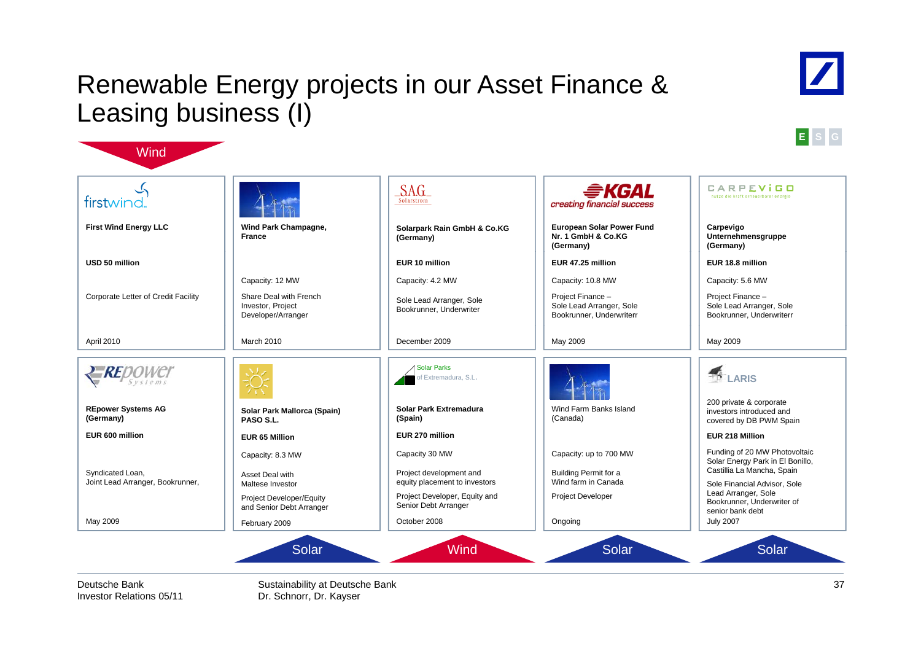# Renewable Energy projects in our Asset Finance & Leasing business (I)

E S G

| Type | Company / Project | Amount | Capacity | Role | Date |
|---|---|---|---|---|---|
| Wind | First Wind Energy LLC | USD 50 million | | Corporate Letter of Credit Facility | April 2010 |
| Wind | Wind Park Champagne, France | | Capacity: 12 MW | Share Deal with French Investor, Project Developer/Arranger | March 2010 |
| Wind | Solarpark Rain GmbH & Co.KG (Germany) | EUR 10 million | Capacity: 4.2 MW | Sole Lead Arranger, Sole Bookrunner, Underwriter | December 2009 |
| Wind | European Solar Power Fund Nr. 1 GmbH & Co.KG (Germany) | EUR 47.25 million | Capacity: 10.8 MW | Project Finance – Sole Lead Arranger, Sole Bookrunner, Underwriterr | May 2009 |
| Wind | Carpevigo Unternehmensgruppe (Germany) | EUR 18.8 million | Capacity: 5.6 MW | Project Finance – Sole Lead Arranger, Sole Bookrunner, Underwriterr | May 2009 |
| Wind | REpower Systems AG (Germany) | EUR 600 million | | Syndicated Loan, Joint Lead Arranger, Bookrunner, | May 2009 |
| Solar | Solar Park Mallorca (Spain) PASO S.L. | EUR 65 Million | Capacity: 8.3 MW | Asset Deal with Maltese Investor; Project Developer/Equity and Senior Debt Arranger | February 2009 |
| Wind | Solar Park Extremadura (Spain) | EUR 270 million | Capacity 30 MW | Project development and equity placement to investors; Project Developer, Equity and Senior Debt Arranger | October 2008 |
| Solar | Wind Farm Banks Island (Canada) | | Capacity: up to 700 MW | Building Permit for a Wind farm in Canada; Project Developer | Ongoing |
| Solar | LARIS – 200 private & corporate investors introduced and covered by DB PWM Spain | EUR 218 Million | Funding of 20 MW Photovoltaic Solar Energy Park in El Bonillo, Castillia La Mancha, Spain | Sole Financial Advisor, Sole Lead Arranger, Sole Bookrunner, Underwriter of senior bank debt | July 2007 |

Deutsche Bank
Investor Relations 05/11

Sustainability at Deutsche Bank
Dr. Schnorr, Dr. Kayser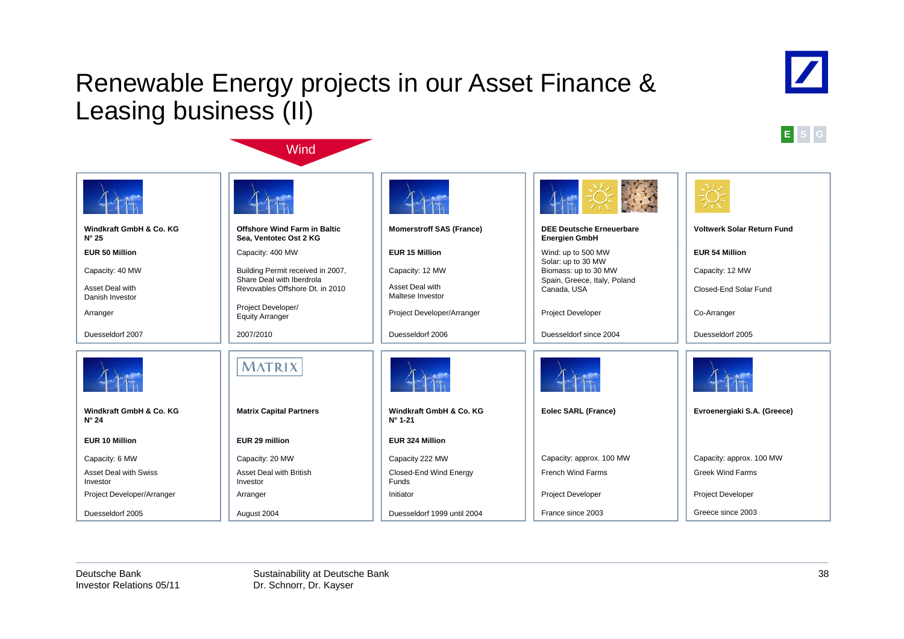# Renewable Energy projects in our Asset Finance & Leasing business (II)

E S G

Wind

| | | | | |
|---|---|---|---|---|
| **Windkraft GmbH & Co. KG N° 25** | **Offshore Wind Farm in Baltic Sea, Ventotec Ost 2 KG** | **Momerstroff SAS (France)** | **DEE Deutsche Erneuerbare Energien GmbH** | **Voltwerk Solar Return Fund** |
| **EUR 50 Million** | Capacity: 400 MW | **EUR 15 Million** | Wind: up to 500 MW<br>Solar: up to 30 MW<br>Biomass: up to 30 MW<br>Spain, Greece, Italy, Poland<br>Canada, USA | **EUR 54 Million** |
| Capacity: 40 MW | Building Permit received in 2007, Share Deal with Iberdrola<br>Revovables Offshore Dt. in 2010 | Capacity: 12 MW | | Capacity: 12 MW |
| Asset Deal with Danish Investor | | Asset Deal with Maltese Investor | | Closed-End Solar Fund |
| Arranger | Project Developer/ Equity Arranger | Project Developer/Arranger | Project Developer | Co-Arranger |
| Duesseldorf 2007 | 2007/2010 | Duesseldorf 2006 | Duesseldorf since 2004 | Duesseldorf 2005 |

| | | | | |
|---|---|---|---|---|
| **Windkraft GmbH & Co. KG N° 24** | MATRIX<br>**Matrix Capital Partners** | **Windkraft GmbH & Co. KG N° 1-21** | **Eolec SARL (France)** | **Evroenergiaki S.A. (Greece)** |
| **EUR 10 Million** | **EUR 29 million** | **EUR 324 Million** | | |
| Capacity: 6 MW | Capacity: 20 MW | Capacity 222 MW | Capacity: approx. 100 MW | Capacity: approx. 100 MW |
| Asset Deal with Swiss Investor | Asset Deal with British Investor | Closed-End Wind Energy Funds | French Wind Farms | Greek Wind Farms |
| Project Developer/Arranger | Arranger | Initiator | Project Developer | Project Developer |
| Duesseldorf 2005 | August 2004 | Duesseldorf 1999 until 2004 | France since 2003 | Greece since 2003 |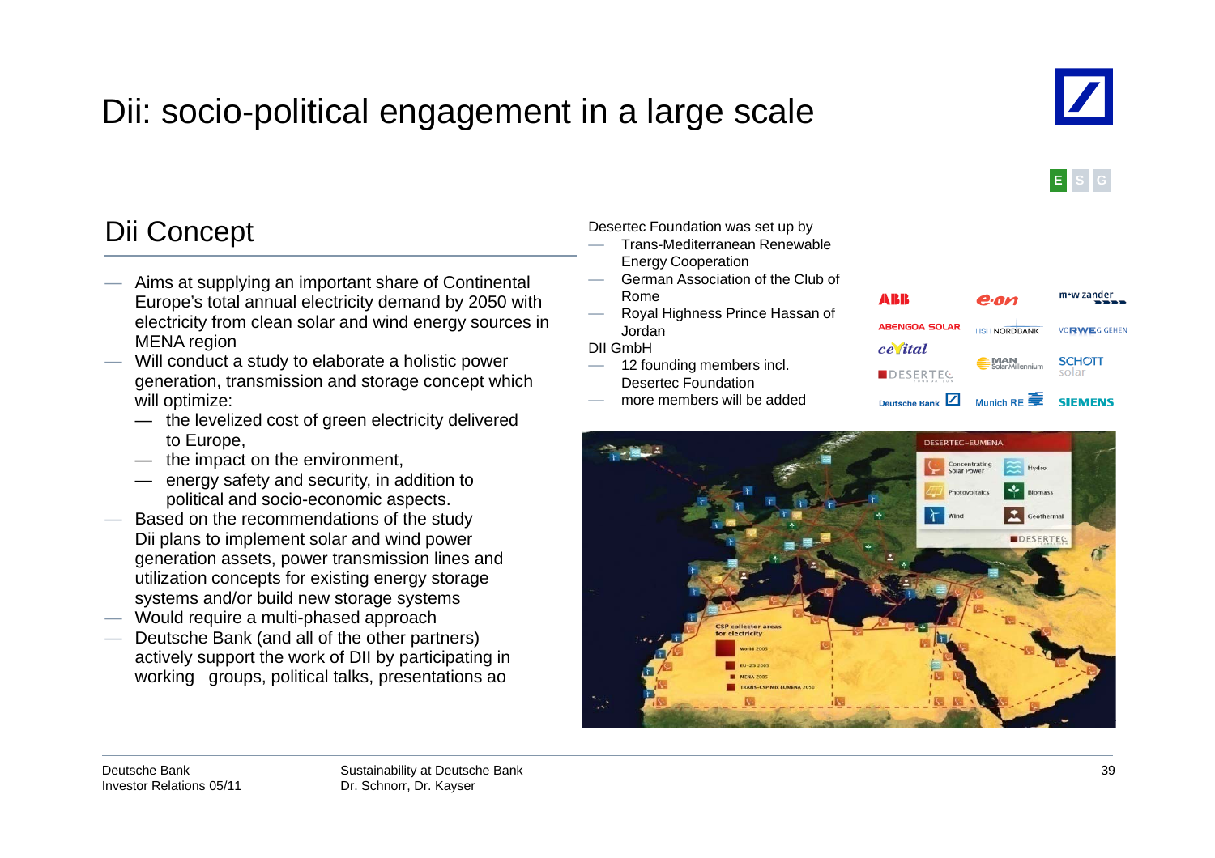# Dii: socio-political engagement in a large scale

## Dii Concept

- Aims at supplying an important share of Continental Europe's total annual electricity demand by 2050 with electricity from clean solar and wind energy sources in MENA region
- Will conduct a study to elaborate a holistic power generation, transmission and storage concept which will optimize:
  - the levelized cost of green electricity delivered to Europe,
  - the impact on the environment,
  - energy safety and security, in addition to political and socio-economic aspects.
- Based on the recommendations of the study Dii plans to implement solar and wind power generation assets, power transmission lines and utilization concepts for existing energy storage systems and/or build new storage systems
- Would require a multi-phased approach
- Deutsche Bank (and all of the other partners) actively support the work of DII by participating in working groups, political talks, presentations ao

Desertec Foundation was set up by

- Trans-Mediterranean Renewable Energy Cooperation
- German Association of the Club of Rome
- Royal Highness Prince Hassan of Jordan

DII GmbH

- 12 founding members incl. Desertec Foundation
- more members will be added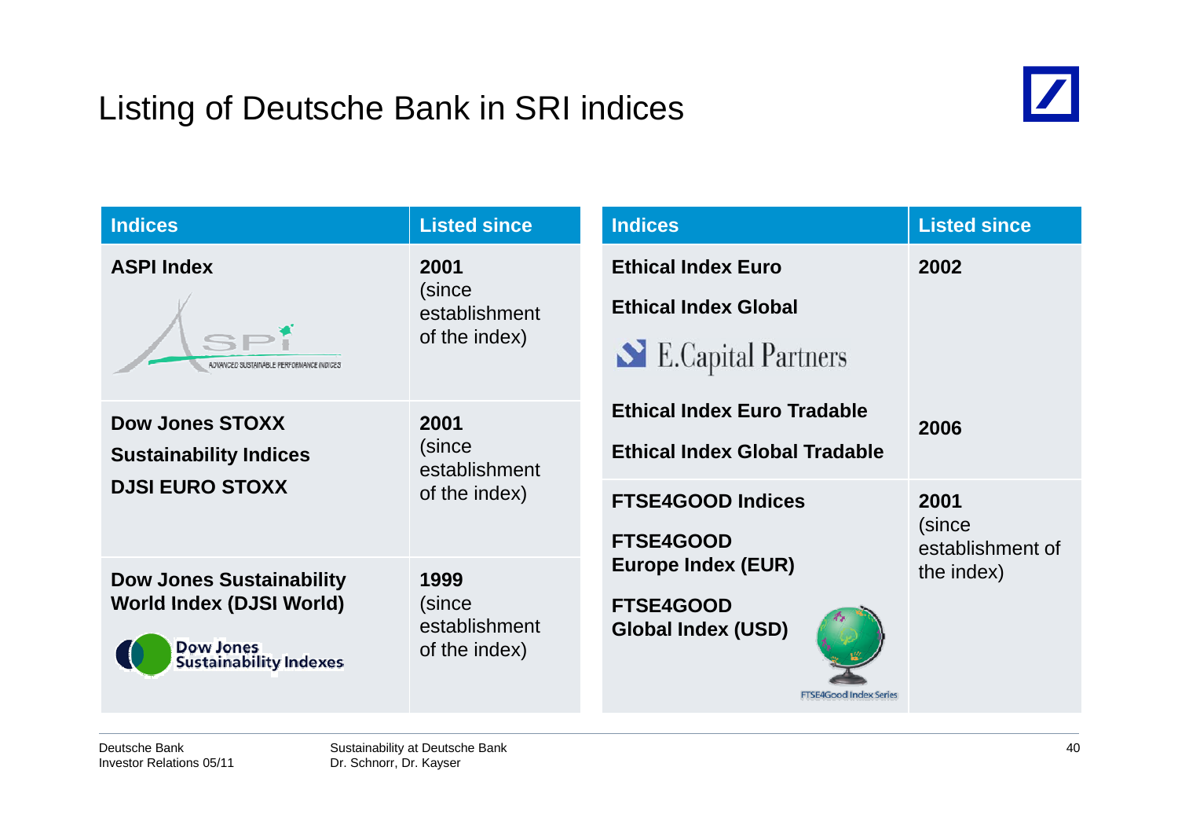# Listing of Deutsche Bank in SRI indices

| Indices | Listed since |
|---|---|
| **ASPI Index** | **2001** (since establishment of the index) |
| **Dow Jones STOXX Sustainability Indices** **DJSI EURO STOXX** | **2001** (since establishment of the index) |
| **Dow Jones Sustainability World Index (DJSI World)** | **1999** (since establishment of the index) |

| Indices | Listed since |
|---|---|
| **Ethical Index Euro** **Ethical Index Global** | **2002** |
| **Ethical Index Euro Tradable** **Ethical Index Global Tradable** | **2006** |
| **FTSE4GOOD Indices** **FTSE4GOOD Europe Index (EUR)** **FTSE4GOOD Global Index (USD)** | **2001** (since establishment of the index) |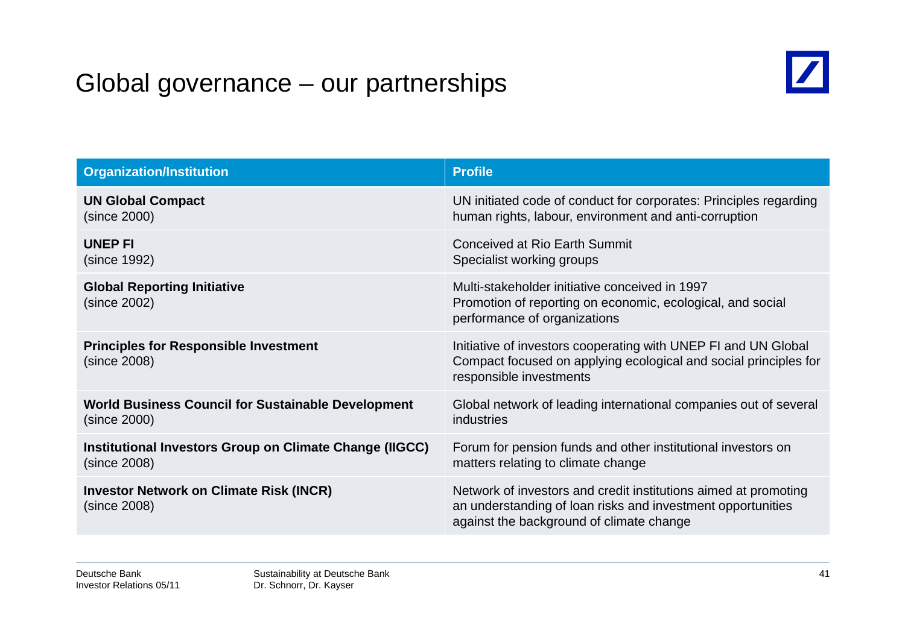# Global governance – our partnerships

| Organization/Institution | Profile |
|---|---|
| **UN Global Compact** (since 2000) | UN initiated code of conduct for corporates: Principles regarding human rights, labour, environment and anti-corruption |
| **UNEP FI** (since 1992) | Conceived at Rio Earth Summit Specialist working groups |
| **Global Reporting Initiative** (since 2002) | Multi-stakeholder initiative conceived in 1997 Promotion of reporting on economic, ecological, and social performance of organizations |
| **Principles for Responsible Investment** (since 2008) | Initiative of investors cooperating with UNEP FI and UN Global Compact focused on applying ecological and social principles for responsible investments |
| **World Business Council for Sustainable Development** (since 2000) | Global network of leading international companies out of several industries |
| **Institutional Investors Group on Climate Change (IIGCC)** (since 2008) | Forum for pension funds and other institutional investors on matters relating to climate change |
| **Investor Network on Climate Risk (INCR)** (since 2008) | Network of investors and credit institutions aimed at promoting an understanding of loan risks and investment opportunities against the background of climate change |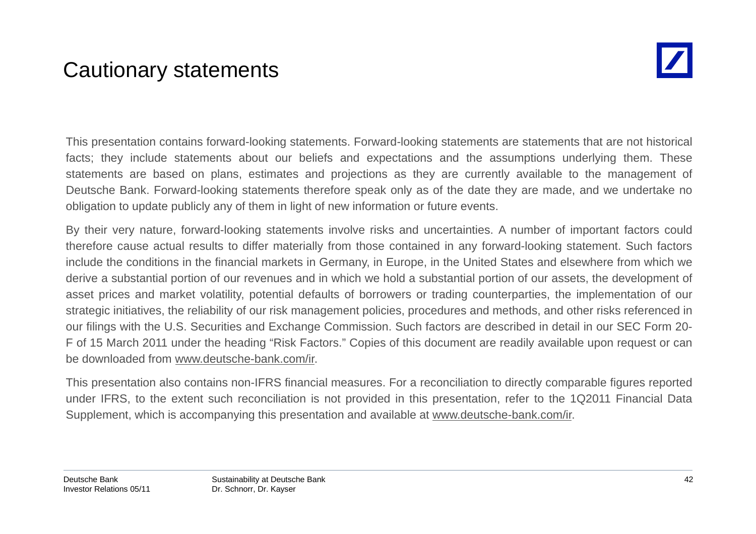# Cautionary statements

This presentation contains forward-looking statements. Forward-looking statements are statements that are not historical facts; they include statements about our beliefs and expectations and the assumptions underlying them. These statements are based on plans, estimates and projections as they are currently available to the management of Deutsche Bank. Forward-looking statements therefore speak only as of the date they are made, and we undertake no obligation to update publicly any of them in light of new information or future events.

By their very nature, forward-looking statements involve risks and uncertainties. A number of important factors could therefore cause actual results to differ materially from those contained in any forward-looking statement. Such factors include the conditions in the financial markets in Germany, in Europe, in the United States and elsewhere from which we derive a substantial portion of our revenues and in which we hold a substantial portion of our assets, the development of asset prices and market volatility, potential defaults of borrowers or trading counterparties, the implementation of our strategic initiatives, the reliability of our risk management policies, procedures and methods, and other risks referenced in our filings with the U.S. Securities and Exchange Commission. Such factors are described in detail in our SEC Form 20-F of 15 March 2011 under the heading "Risk Factors." Copies of this document are readily available upon request or can be downloaded from www.deutsche-bank.com/ir.

This presentation also contains non-IFRS financial measures. For a reconciliation to directly comparable figures reported under IFRS, to the extent such reconciliation is not provided in this presentation, refer to the 1Q2011 Financial Data Supplement, which is accompanying this presentation and available at www.deutsche-bank.com/ir.